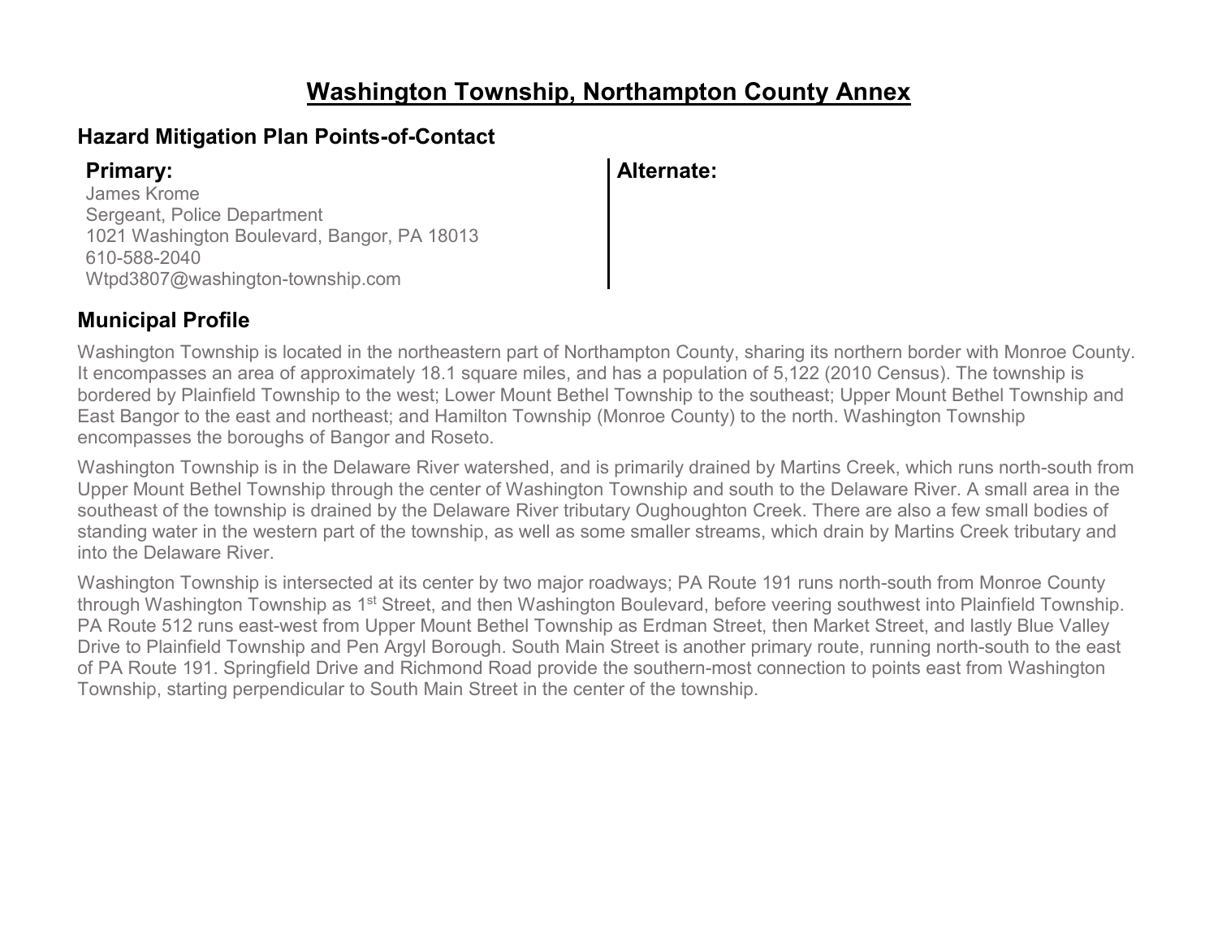# Washington Township, Northampton County Annex

## Hazard Mitigation Plan Points-of-Contact

**Primary:**
James Krome
Sergeant, Police Department
1021 Washington Boulevard, Bangor, PA 18013
610-588-2040
Wtpd3807@washington-township.com

**Alternate:**

## Municipal Profile

Washington Township is located in the northeastern part of Northampton County, sharing its northern border with Monroe County. It encompasses an area of approximately 18.1 square miles, and has a population of 5,122 (2010 Census). The township is bordered by Plainfield Township to the west; Lower Mount Bethel Township to the southeast; Upper Mount Bethel Township and East Bangor to the east and northeast; and Hamilton Township (Monroe County) to the north. Washington Township encompasses the boroughs of Bangor and Roseto.

Washington Township is in the Delaware River watershed, and is primarily drained by Martins Creek, which runs north-south from Upper Mount Bethel Township through the center of Washington Township and south to the Delaware River. A small area in the southeast of the township is drained by the Delaware River tributary Oughoughton Creek. There are also a few small bodies of standing water in the western part of the township, as well as some smaller streams, which drain by Martins Creek tributary and into the Delaware River.

Washington Township is intersected at its center by two major roadways; PA Route 191 runs north-south from Monroe County through Washington Township as 1st Street, and then Washington Boulevard, before veering southwest into Plainfield Township. PA Route 512 runs east-west from Upper Mount Bethel Township as Erdman Street, then Market Street, and lastly Blue Valley Drive to Plainfield Township and Pen Argyl Borough. South Main Street is another primary route, running north-south to the east of PA Route 191. Springfield Drive and Richmond Road provide the southern-most connection to points east from Washington Township, starting perpendicular to South Main Street in the center of the township.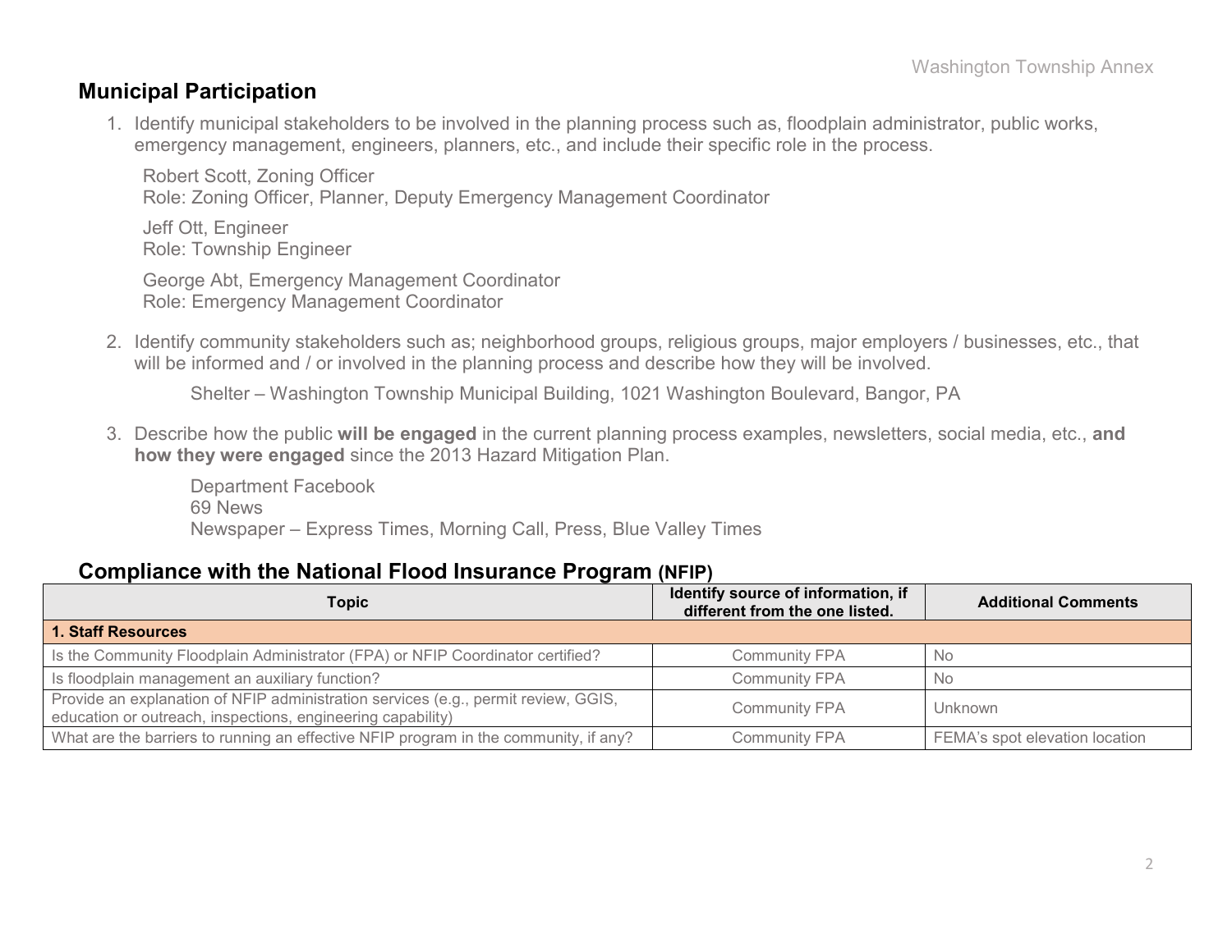## Municipal Participation

1. Identify municipal stakeholders to be involved in the planning process such as, floodplain administrator, public works, emergency management, engineers, planners, etc., and include their specific role in the process.

   Robert Scott, Zoning Officer
   Role: Zoning Officer, Planner, Deputy Emergency Management Coordinator

   Jeff Ott, Engineer
   Role: Township Engineer

   George Abt, Emergency Management Coordinator
   Role: Emergency Management Coordinator

2. Identify community stakeholders such as; neighborhood groups, religious groups, major employers / businesses, etc., that will be informed and / or involved in the planning process and describe how they will be involved.

   Shelter – Washington Township Municipal Building, 1021 Washington Boulevard, Bangor, PA

3. Describe how the public **will be engaged** in the current planning process examples, newsletters, social media, etc., **and how they were engaged** since the 2013 Hazard Mitigation Plan.

   Department Facebook
   69 News
   Newspaper – Express Times, Morning Call, Press, Blue Valley Times

## Compliance with the National Flood Insurance Program (NFIP)

| Topic | Identify source of information, if different from the one listed. | Additional Comments |
|---|---|---|
| **1. Staff Resources** | | |
| Is the Community Floodplain Administrator (FPA) or NFIP Coordinator certified? | Community FPA | No |
| Is floodplain management an auxiliary function? | Community FPA | No |
| Provide an explanation of NFIP administration services (e.g., permit review, GGIS, education or outreach, inspections, engineering capability) | Community FPA | Unknown |
| What are the barriers to running an effective NFIP program in the community, if any? | Community FPA | FEMA's spot elevation location |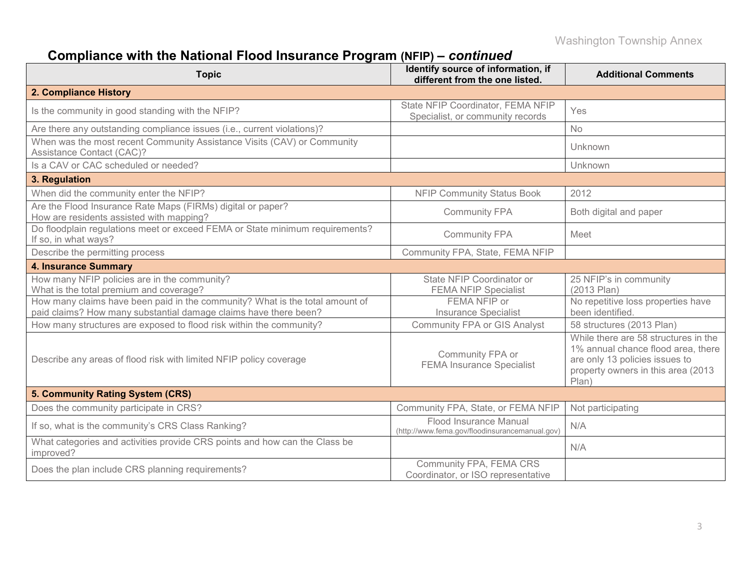## Compliance with the National Flood Insurance Program (NFIP) – *continued*

| Topic | Identify source of information, if different from the one listed. | Additional Comments |
|---|---|---|
| **2. Compliance History** | | |
| Is the community in good standing with the NFIP? | State NFIP Coordinator, FEMA NFIP Specialist, or community records | Yes |
| Are there any outstanding compliance issues (i.e., current violations)? | | No |
| When was the most recent Community Assistance Visits (CAV) or Community Assistance Contact (CAC)? | | Unknown |
| Is a CAV or CAC scheduled or needed? | | Unknown |
| **3. Regulation** | | |
| When did the community enter the NFIP? | NFIP Community Status Book | 2012 |
| Are the Flood Insurance Rate Maps (FIRMs) digital or paper?<br>How are residents assisted with mapping? | Community FPA | Both digital and paper |
| Do floodplain regulations meet or exceed FEMA or State minimum requirements?<br>If so, in what ways? | Community FPA | Meet |
| Describe the permitting process | Community FPA, State, FEMA NFIP | |
| **4. Insurance Summary** | | |
| How many NFIP policies are in the community?<br>What is the total premium and coverage? | State NFIP Coordinator or FEMA NFIP Specialist | 25 NFIP's in community (2013 Plan) |
| How many claims have been paid in the community? What is the total amount of paid claims? How many substantial damage claims have there been? | FEMA NFIP or Insurance Specialist | No repetitive loss properties have been identified. |
| How many structures are exposed to flood risk within the community? | Community FPA or GIS Analyst | 58 structures (2013 Plan) |
| Describe any areas of flood risk with limited NFIP policy coverage | Community FPA or FEMA Insurance Specialist | While there are 58 structures in the 1% annual chance flood area, there are only 13 policies issues to property owners in this area (2013 Plan) |
| **5. Community Rating System (CRS)** | | |
| Does the community participate in CRS? | Community FPA, State, or FEMA NFIP | Not participating |
| If so, what is the community's CRS Class Ranking? | Flood Insurance Manual (http://www.fema.gov/floodinsurancemanual.gov) | N/A |
| What categories and activities provide CRS points and how can the Class be improved? | | N/A |
| Does the plan include CRS planning requirements? | Community FPA, FEMA CRS Coordinator, or ISO representative | |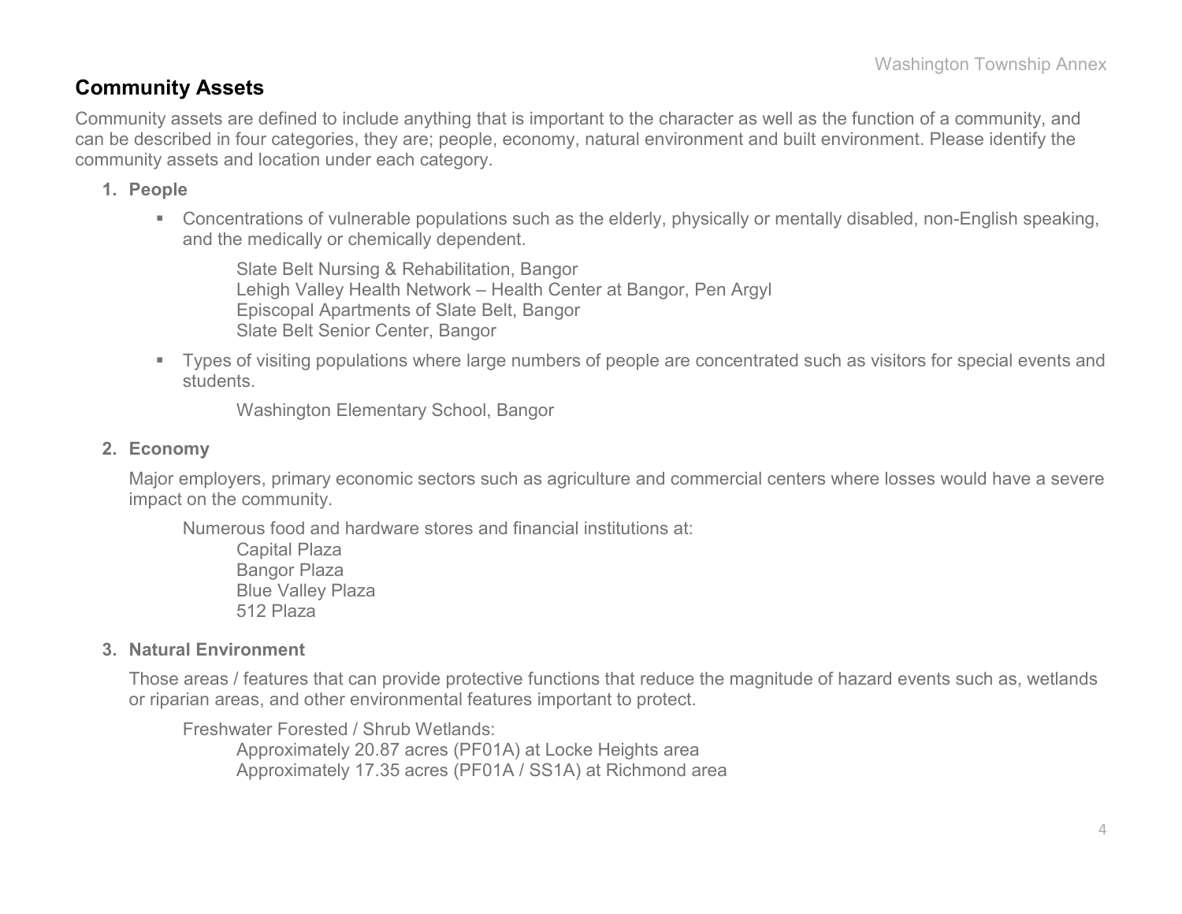## Community Assets

Community assets are defined to include anything that is important to the character as well as the function of a community, and can be described in four categories, they are; people, economy, natural environment and built environment. Please identify the community assets and location under each category.

1. **People**

   - Concentrations of vulnerable populations such as the elderly, physically or mentally disabled, non-English speaking, and the medically or chemically dependent.

     Slate Belt Nursing & Rehabilitation, Bangor  
     Lehigh Valley Health Network – Health Center at Bangor, Pen Argyl  
     Episcopal Apartments of Slate Belt, Bangor  
     Slate Belt Senior Center, Bangor

   - Types of visiting populations where large numbers of people are concentrated such as visitors for special events and students.

     Washington Elementary School, Bangor

2. **Economy**

   Major employers, primary economic sectors such as agriculture and commercial centers where losses would have a severe impact on the community.

   Numerous food and hardware stores and financial institutions at:  
   Capital Plaza  
   Bangor Plaza  
   Blue Valley Plaza  
   512 Plaza

3. **Natural Environment**

   Those areas / features that can provide protective functions that reduce the magnitude of hazard events such as, wetlands or riparian areas, and other environmental features important to protect.

   Freshwater Forested / Shrub Wetlands:  
   Approximately 20.87 acres (PF01A) at Locke Heights area  
   Approximately 17.35 acres (PF01A / SS1A) at Richmond area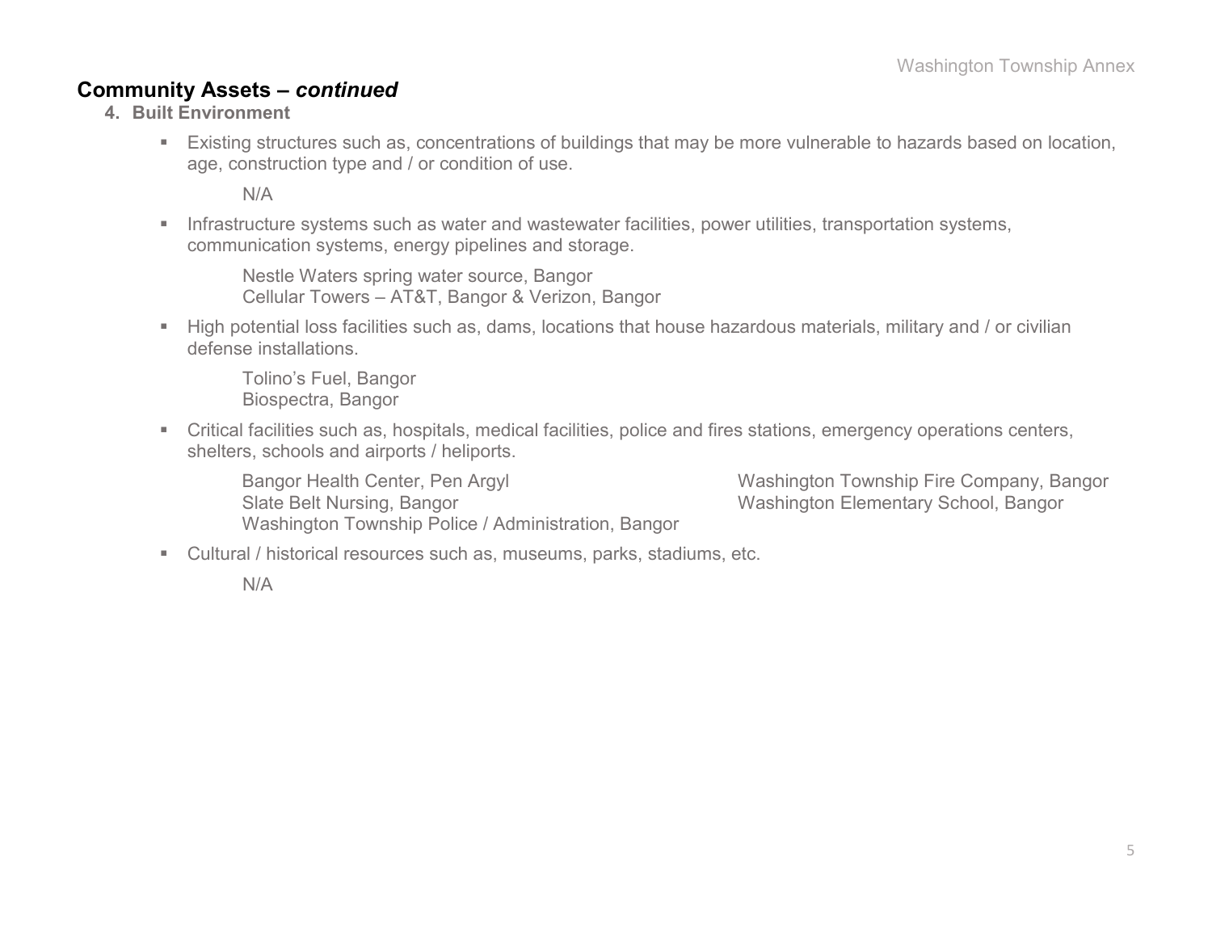## Community Assets – *continued*

### 4. Built Environment

- Existing structures such as, concentrations of buildings that may be more vulnerable to hazards based on location, age, construction type and / or condition of use.

  N/A

- Infrastructure systems such as water and wastewater facilities, power utilities, transportation systems, communication systems, energy pipelines and storage.

  Nestle Waters spring water source, Bangor
  Cellular Towers – AT&T, Bangor & Verizon, Bangor

- High potential loss facilities such as, dams, locations that house hazardous materials, military and / or civilian defense installations.

  Tolino's Fuel, Bangor
  Biospectra, Bangor

- Critical facilities such as, hospitals, medical facilities, police and fires stations, emergency operations centers, shelters, schools and airports / heliports.

  Bangor Health Center, Pen Argyl
  Slate Belt Nursing, Bangor
  Washington Township Police / Administration, Bangor
  Washington Township Fire Company, Bangor
  Washington Elementary School, Bangor

- Cultural / historical resources such as, museums, parks, stadiums, etc.

  N/A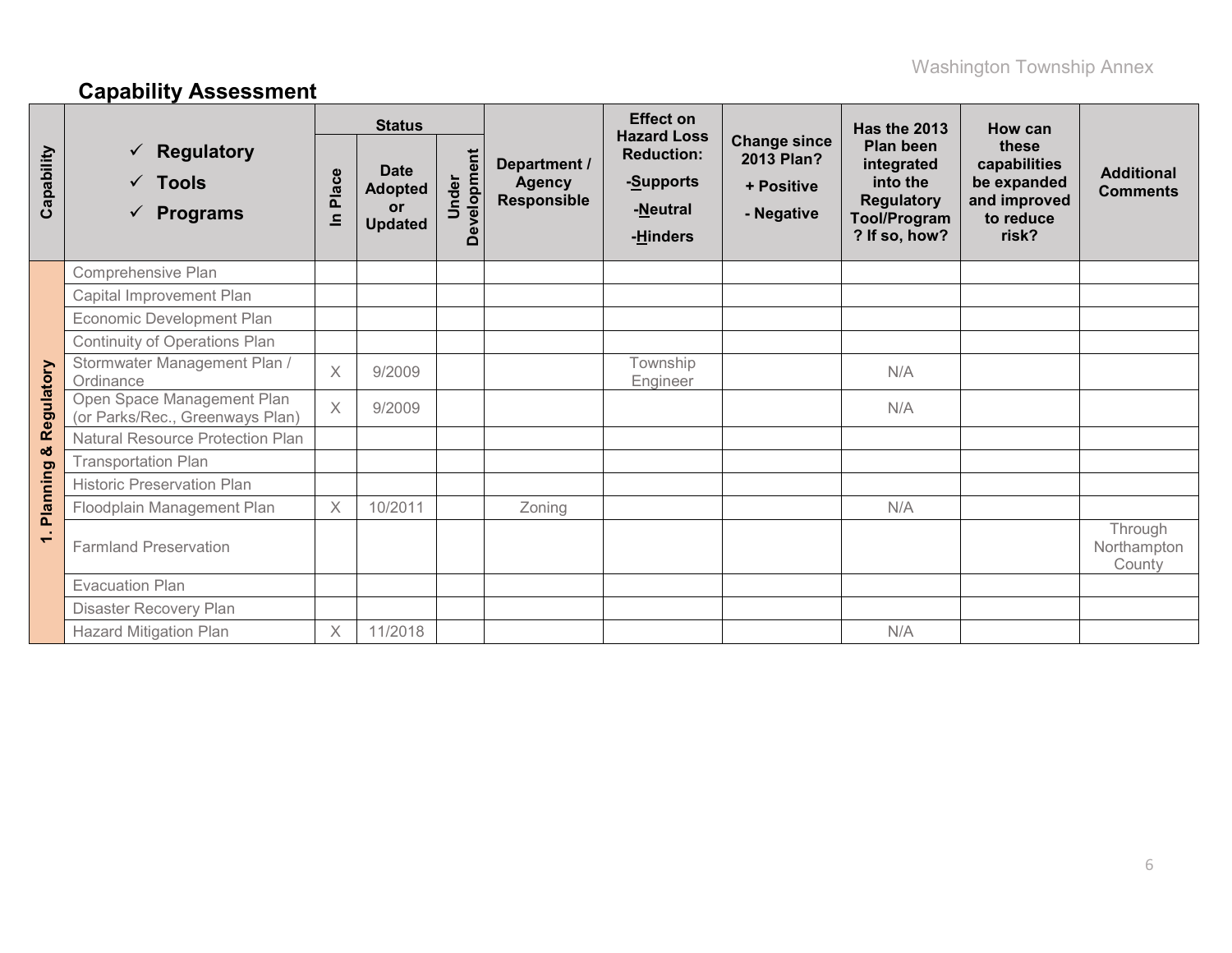## Capability Assessment

| Capability | ✓ Regulatory ✓ Tools ✓ Programs | Status | | | Department / Agency Responsible | Effect on Hazard Loss Reduction: -Supports -Neutral -Hinders | Change since 2013 Plan? + Positive - Negative | Has the 2013 Plan been integrated into the Regulatory Tool/Program? If so, how? | How can these capabilities be expanded and improved to reduce risk? | Additional Comments |
|---|---|---|---|---|---|---|---|---|---|---|
| | | In Place | Date Adopted or Updated | Under Development | | | | | | |
| 1. Planning & Regulatory | Comprehensive Plan | | | | | | | | | |
| | Capital Improvement Plan | | | | | | | | | |
| | Economic Development Plan | | | | | | | | | |
| | Continuity of Operations Plan | | | | | | | | | |
| | Stormwater Management Plan / Ordinance | X | 9/2009 | | | Township Engineer | | N/A | | |
| | Open Space Management Plan (or Parks/Rec., Greenways Plan) | X | 9/2009 | | | | | N/A | | |
| | Natural Resource Protection Plan | | | | | | | | | |
| | Transportation Plan | | | | | | | | | |
| | Historic Preservation Plan | | | | | | | | | |
| | Floodplain Management Plan | X | 10/2011 | | Zoning | | | N/A | | |
| | Farmland Preservation | | | | | | | | | Through Northampton County |
| | Evacuation Plan | | | | | | | | | |
| | Disaster Recovery Plan | | | | | | | | | |
| | Hazard Mitigation Plan | X | 11/2018 | | | | | N/A | | |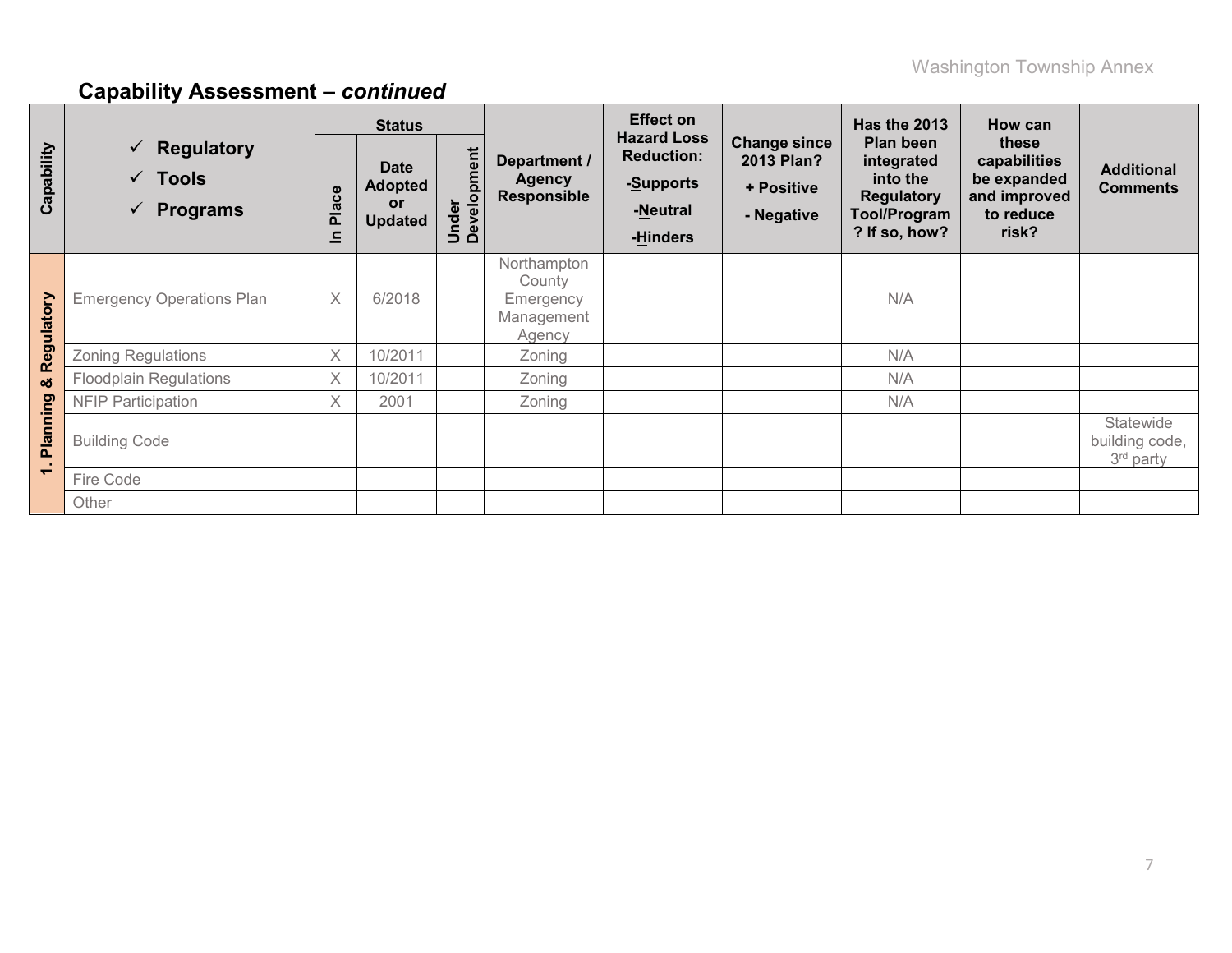## Capability Assessment – *continued*

| Capability | ✓ Regulatory ✓ Tools ✓ Programs | Status | | | Department / Agency Responsible | Effect on Hazard Loss Reduction: -Supports -Neutral -Hinders | Change since 2013 Plan? + Positive - Negative | Has the 2013 Plan been integrated into the Regulatory Tool/Program? If so, how? | How can these capabilities be expanded and improved to reduce risk? | Additional Comments |
|---|---|---|---|---|---|---|---|---|---|---|
| | | In Place | Date Adopted or Updated | Under Development | | | | | | |
| 1. Planning & Regulatory | Emergency Operations Plan | X | 6/2018 | | Northampton County Emergency Management Agency | | | N/A | | |
| | Zoning Regulations | X | 10/2011 | | Zoning | | | N/A | | |
| | Floodplain Regulations | X | 10/2011 | | Zoning | | | N/A | | |
| | NFIP Participation | X | 2001 | | Zoning | | | N/A | | |
| | Building Code | | | | | | | | | Statewide building code, 3rd party |
| | Fire Code | | | | | | | | | |
| | Other | | | | | | | | | |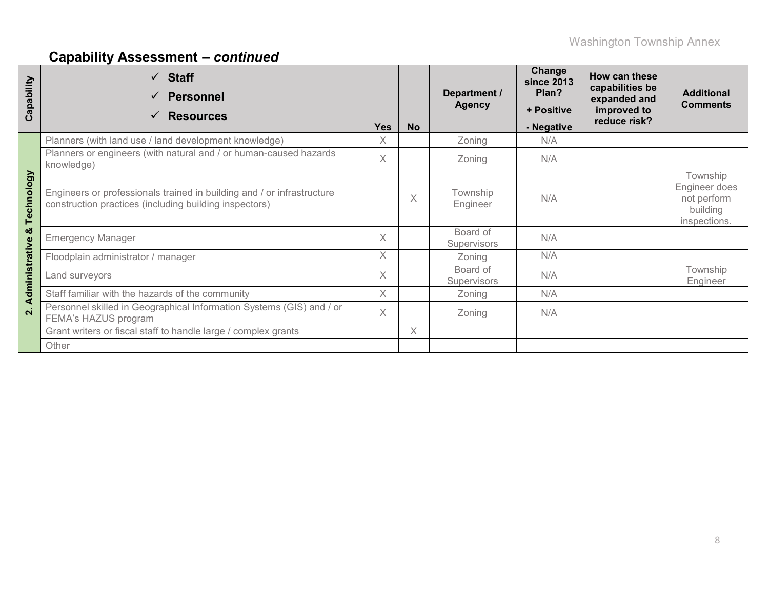## Capability Assessment – *continued*

| Capability | ✓ Staff<br>✓ Personnel<br>✓ Resources | Yes | No | Department / Agency | Change since 2013 Plan?<br>+ Positive<br>- Negative | How can these capabilities be expanded and improved to reduce risk? | Additional Comments |
|---|---|---|---|---|---|---|---|
| 2. Administrative & Technology | Planners (with land use / land development knowledge) | X | | Zoning | N/A | | |
| | Planners or engineers (with natural and / or human-caused hazards knowledge) | X | | Zoning | N/A | | |
| | Engineers or professionals trained in building and / or infrastructure construction practices (including building inspectors) | | X | Township Engineer | N/A | | Township Engineer does not perform building inspections. |
| | Emergency Manager | X | | Board of Supervisors | N/A | | |
| | Floodplain administrator / manager | X | | Zoning | N/A | | |
| | Land surveyors | X | | Board of Supervisors | N/A | | Township Engineer |
| | Staff familiar with the hazards of the community | X | | Zoning | N/A | | |
| | Personnel skilled in Geographical Information Systems (GIS) and / or FEMA's HAZUS program | X | | Zoning | N/A | | |
| | Grant writers or fiscal staff to handle large / complex grants | | X | | | | |
| | Other | | | | | | |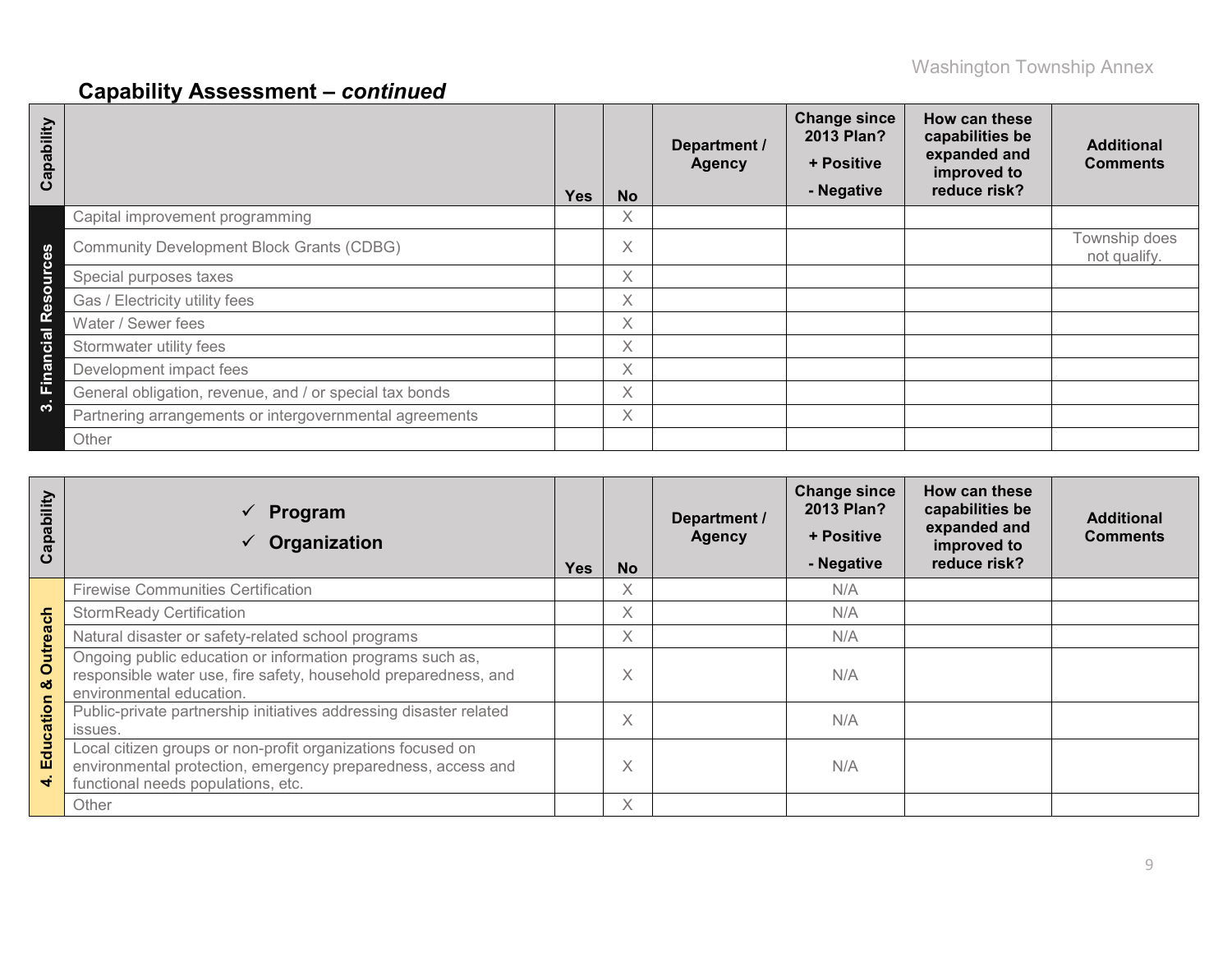## Capability Assessment – *continued*

| Capability | | Yes | No | Department / Agency | Change since 2013 Plan? + Positive - Negative | How can these capabilities be expanded and improved to reduce risk? | Additional Comments |
|---|---|---|---|---|---|---|---|
| 3. Financial Resources | Capital improvement programming | | X | | | | |
| | Community Development Block Grants (CDBG) | | X | | | | Township does not qualify. |
| | Special purposes taxes | | X | | | | |
| | Gas / Electricity utility fees | | X | | | | |
| | Water / Sewer fees | | X | | | | |
| | Stormwater utility fees | | X | | | | |
| | Development impact fees | | X | | | | |
| | General obligation, revenue, and / or special tax bonds | | X | | | | |
| | Partnering arrangements or intergovernmental agreements | | X | | | | |
| | Other | | | | | | |

| Capability | ✓ Program ✓ Organization | Yes | No | Department / Agency | Change since 2013 Plan? + Positive - Negative | How can these capabilities be expanded and improved to reduce risk? | Additional Comments |
|---|---|---|---|---|---|---|---|
| 4. Education & Outreach | Firewise Communities Certification | | X | | N/A | | |
| | StormReady Certification | | X | | N/A | | |
| | Natural disaster or safety-related school programs | | X | | N/A | | |
| | Ongoing public education or information programs such as, responsible water use, fire safety, household preparedness, and environmental education. | | X | | N/A | | |
| | Public-private partnership initiatives addressing disaster related issues. | | X | | N/A | | |
| | Local citizen groups or non-profit organizations focused on environmental protection, emergency preparedness, access and functional needs populations, etc. | | X | | N/A | | |
| | Other | | X | | | | |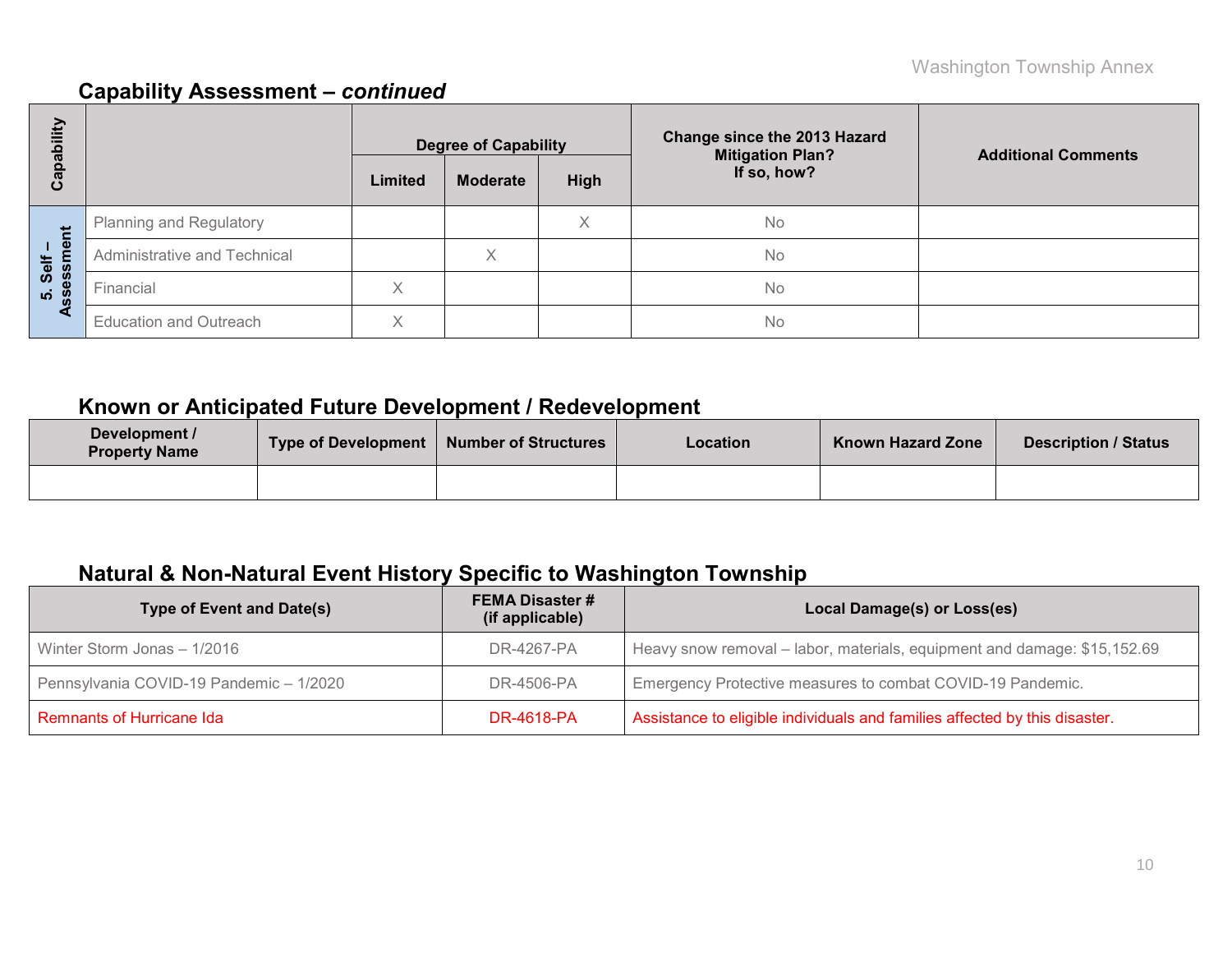## Capability Assessment – *continued*

| Capability | | Degree of Capability | | | Change since the 2013 Hazard Mitigation Plan? If so, how? | Additional Comments |
|---|---|---|---|---|---|---|
| | | Limited | Moderate | High | | |
| 5. Self – Assessment | Planning and Regulatory | | | X | No | |
| | Administrative and Technical | | X | | No | |
| | Financial | X | | | No | |
| | Education and Outreach | X | | | No | |

## Known or Anticipated Future Development / Redevelopment

| Development / Property Name | Type of Development | Number of Structures | Location | Known Hazard Zone | Description / Status |
|---|---|---|---|---|---|
| | | | | | |

## Natural & Non-Natural Event History Specific to Washington Township

| Type of Event and Date(s) | FEMA Disaster # (if applicable) | Local Damage(s) or Loss(es) |
|---|---|---|
| Winter Storm Jonas – 1/2016 | DR-4267-PA | Heavy snow removal – labor, materials, equipment and damage: $15,152.69 |
| Pennsylvania COVID-19 Pandemic – 1/2020 | DR-4506-PA | Emergency Protective measures to combat COVID-19 Pandemic. |
| Remnants of Hurricane Ida | DR-4618-PA | Assistance to eligible individuals and families affected by this disaster. |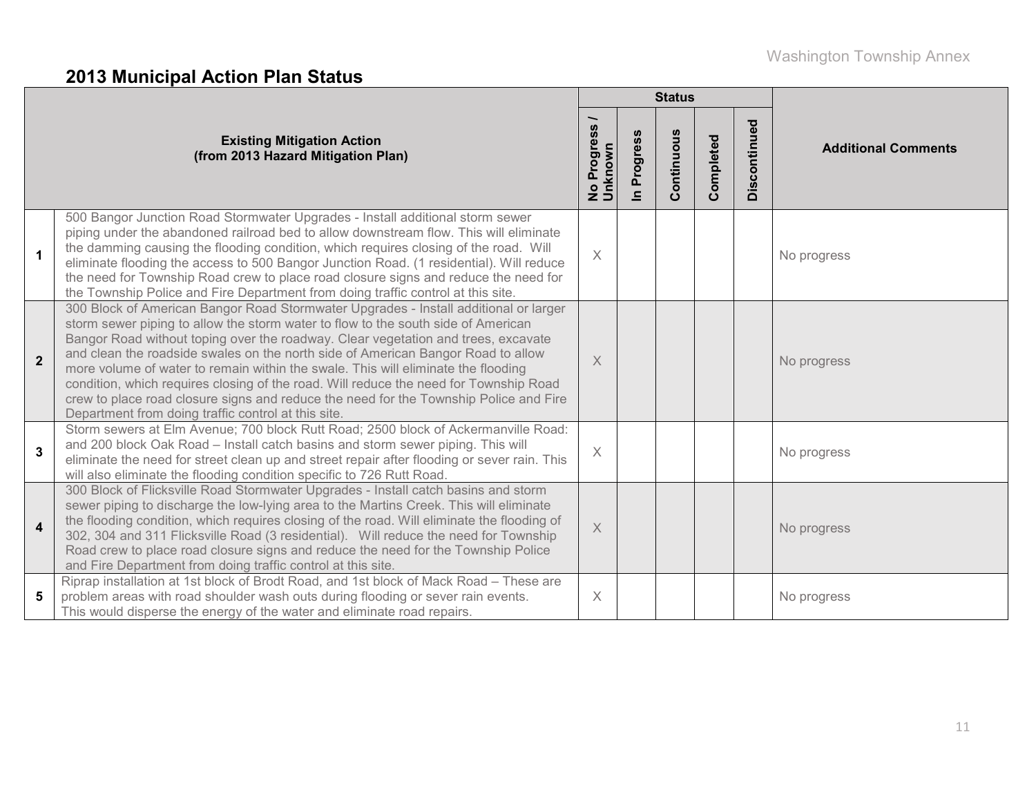## 2013 Municipal Action Plan Status

| | Existing Mitigation Action (from 2013 Hazard Mitigation Plan) | Status | | | | | Additional Comments |
|---|---|---|---|---|---|---|---|
| | | No Progress / Unknown | In Progress | Continuous | Completed | Discontinued | |
| 1 | 500 Bangor Junction Road Stormwater Upgrades - Install additional storm sewer piping under the abandoned railroad bed to allow downstream flow. This will eliminate the damming causing the flooding condition, which requires closing of the road. Will eliminate flooding the access to 500 Bangor Junction Road. (1 residential). Will reduce the need for Township Road crew to place road closure signs and reduce the need for the Township Police and Fire Department from doing traffic control at this site. | X | | | | | No progress |
| 2 | 300 Block of American Bangor Road Stormwater Upgrades - Install additional or larger storm sewer piping to allow the storm water to flow to the south side of American Bangor Road without toping over the roadway. Clear vegetation and trees, excavate and clean the roadside swales on the north side of American Bangor Road to allow more volume of water to remain within the swale. This will eliminate the flooding condition, which requires closing of the road. Will reduce the need for Township Road crew to place road closure signs and reduce the need for the Township Police and Fire Department from doing traffic control at this site. | X | | | | | No progress |
| 3 | Storm sewers at Elm Avenue; 700 block Rutt Road; 2500 block of Ackermanville Road: and 200 block Oak Road – Install catch basins and storm sewer piping. This will eliminate the need for street clean up and street repair after flooding or sever rain. This will also eliminate the flooding condition specific to 726 Rutt Road. | X | | | | | No progress |
| 4 | 300 Block of Flicksville Road Stormwater Upgrades - Install catch basins and storm sewer piping to discharge the low-lying area to the Martins Creek. This will eliminate the flooding condition, which requires closing of the road. Will eliminate the flooding of 302, 304 and 311 Flicksville Road (3 residential). Will reduce the need for Township Road crew to place road closure signs and reduce the need for the Township Police and Fire Department from doing traffic control at this site. | X | | | | | No progress |
| 5 | Riprap installation at 1st block of Brodt Road, and 1st block of Mack Road – These are problem areas with road shoulder wash outs during flooding or sever rain events. This would disperse the energy of the water and eliminate road repairs. | X | | | | | No progress |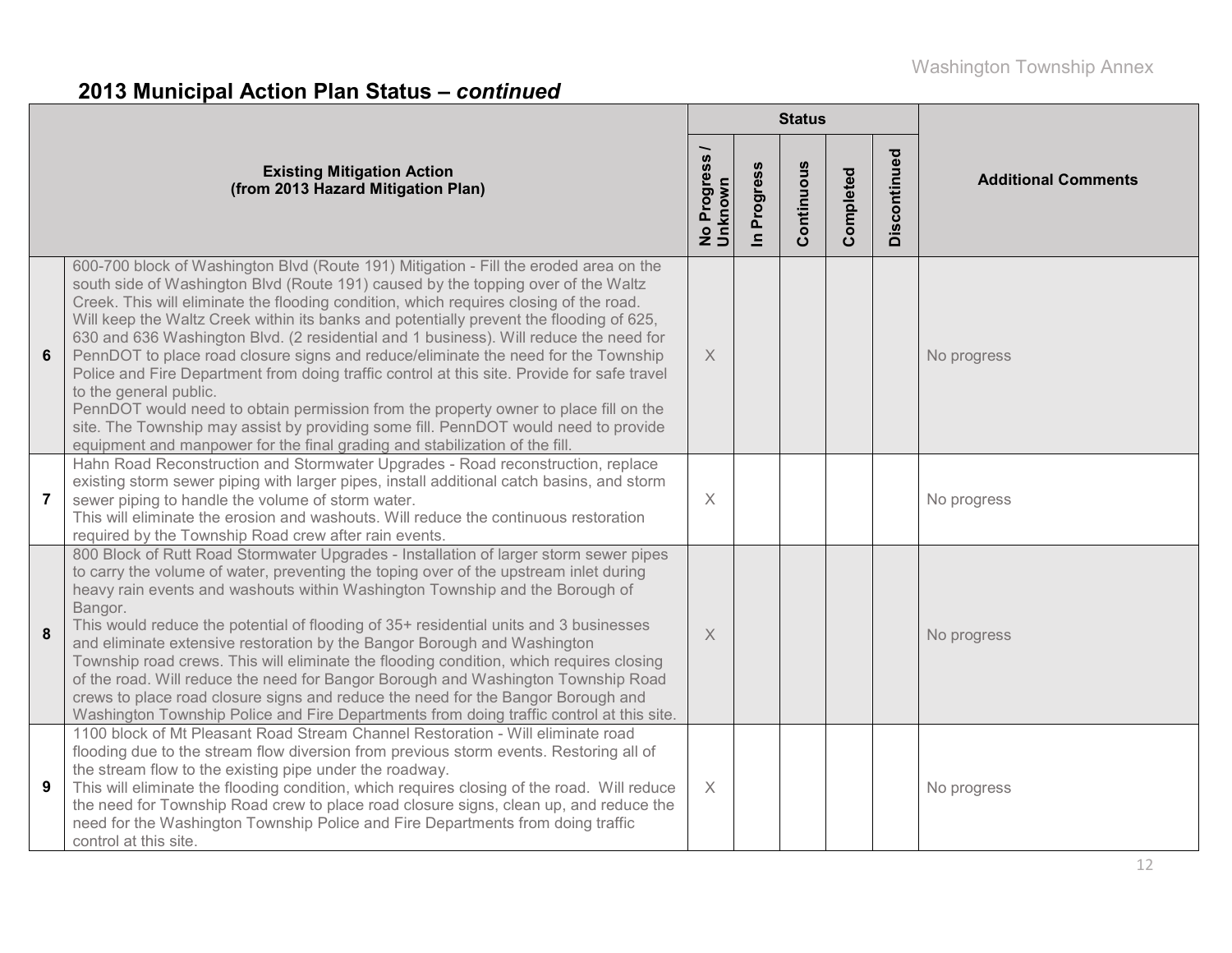## 2013 Municipal Action Plan Status – *continued*

| | Existing Mitigation Action (from 2013 Hazard Mitigation Plan) | Status | | | | | Additional Comments |
|---|---|---|---|---|---|---|---|
| | | No Progress / Unknown | In Progress | Continuous | Completed | Discontinued | |
| 6 | 600-700 block of Washington Blvd (Route 191) Mitigation - Fill the eroded area on the south side of Washington Blvd (Route 191) caused by the topping over of the Waltz Creek. This will eliminate the flooding condition, which requires closing of the road. Will keep the Waltz Creek within its banks and potentially prevent the flooding of 625, 630 and 636 Washington Blvd. (2 residential and 1 business). Will reduce the need for PennDOT to place road closure signs and reduce/eliminate the need for the Township Police and Fire Department from doing traffic control at this site. Provide for safe travel to the general public. PennDOT would need to obtain permission from the property owner to place fill on the site. The Township may assist by providing some fill. PennDOT would need to provide equipment and manpower for the final grading and stabilization of the fill. | X | | | | | No progress |
| 7 | Hahn Road Reconstruction and Stormwater Upgrades - Road reconstruction, replace existing storm sewer piping with larger pipes, install additional catch basins, and storm sewer piping to handle the volume of storm water. This will eliminate the erosion and washouts. Will reduce the continuous restoration required by the Township Road crew after rain events. | X | | | | | No progress |
| 8 | 800 Block of Rutt Road Stormwater Upgrades - Installation of larger storm sewer pipes to carry the volume of water, preventing the toping over of the upstream inlet during heavy rain events and washouts within Washington Township and the Borough of Bangor. This would reduce the potential of flooding of 35+ residential units and 3 businesses and eliminate extensive restoration by the Bangor Borough and Washington Township road crews. This will eliminate the flooding condition, which requires closing of the road. Will reduce the need for Bangor Borough and Washington Township Road crews to place road closure signs and reduce the need for the Bangor Borough and Washington Township Police and Fire Departments from doing traffic control at this site. | X | | | | | No progress |
| 9 | 1100 block of Mt Pleasant Road Stream Channel Restoration - Will eliminate road flooding due to the stream flow diversion from previous storm events. Restoring all of the stream flow to the existing pipe under the roadway. This will eliminate the flooding condition, which requires closing of the road. Will reduce the need for Township Road crew to place road closure signs, clean up, and reduce the need for the Washington Township Police and Fire Departments from doing traffic control at this site. | X | | | | | No progress |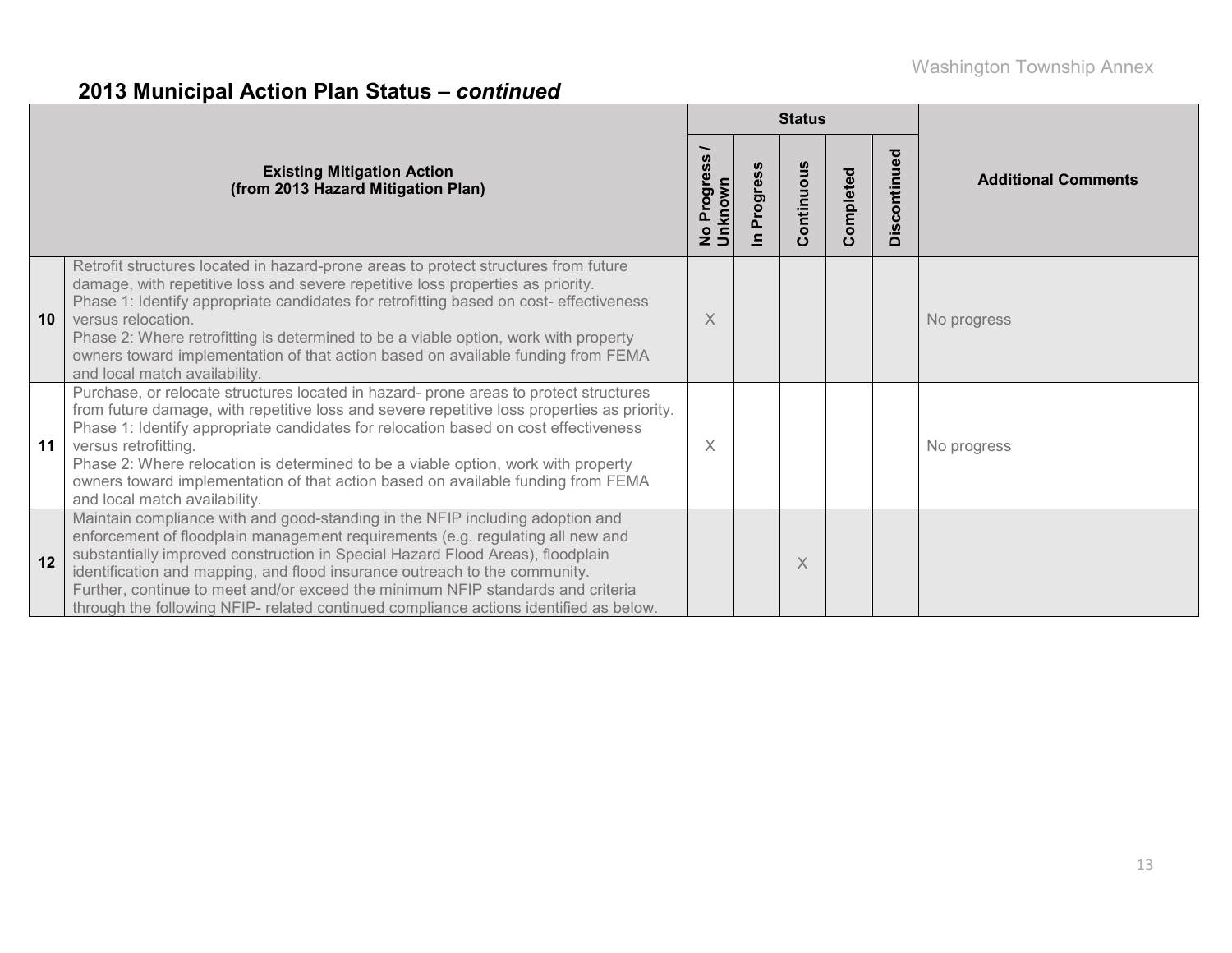## 2013 Municipal Action Plan Status – *continued*

| | Existing Mitigation Action (from 2013 Hazard Mitigation Plan) | Status | | | | | Additional Comments |
|---|---|---|---|---|---|---|---|
| | | No Progress / Unknown | In Progress | Continuous | Completed | Discontinued | |
| **10** | Retrofit structures located in hazard-prone areas to protect structures from future damage, with repetitive loss and severe repetitive loss properties as priority.<br>Phase 1: Identify appropriate candidates for retrofitting based on cost- effectiveness versus relocation.<br>Phase 2: Where retrofitting is determined to be a viable option, work with property owners toward implementation of that action based on available funding from FEMA and local match availability. | X | | | | | No progress |
| **11** | Purchase, or relocate structures located in hazard- prone areas to protect structures from future damage, with repetitive loss and severe repetitive loss properties as priority.<br>Phase 1: Identify appropriate candidates for relocation based on cost effectiveness versus retrofitting.<br>Phase 2: Where relocation is determined to be a viable option, work with property owners toward implementation of that action based on available funding from FEMA and local match availability. | X | | | | | No progress |
| **12** | Maintain compliance with and good-standing in the NFIP including adoption and enforcement of floodplain management requirements (e.g. regulating all new and substantially improved construction in Special Hazard Flood Areas), floodplain identification and mapping, and flood insurance outreach to the community.<br>Further, continue to meet and/or exceed the minimum NFIP standards and criteria through the following NFIP- related continued compliance actions identified as below. | | | X | | | |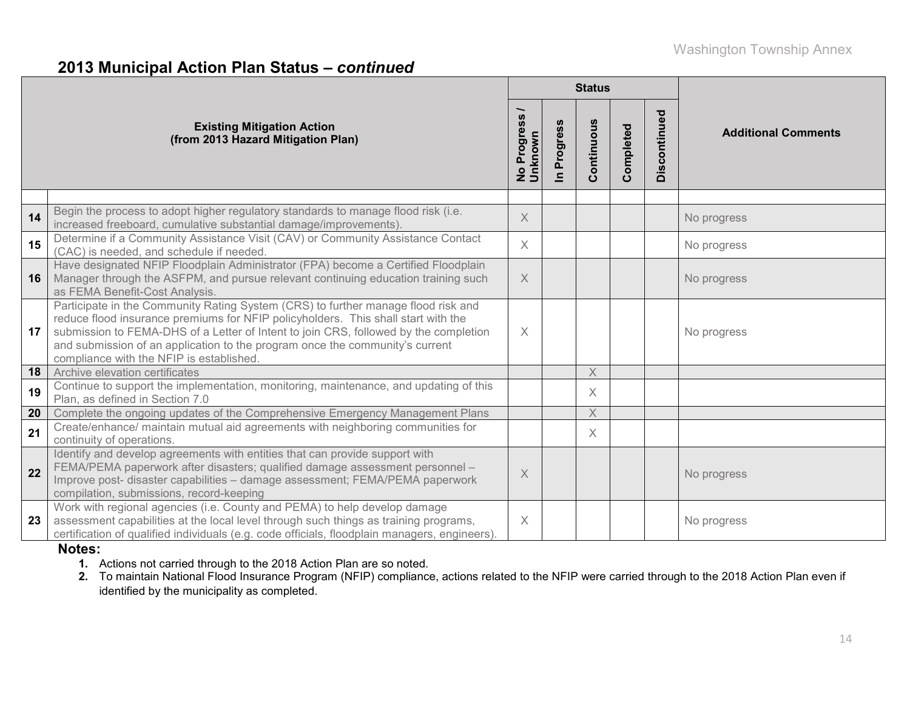## 2013 Municipal Action Plan Status – *continued*

| | Existing Mitigation Action (from 2013 Hazard Mitigation Plan) | Status | | | | | Additional Comments |
|---|---|---|---|---|---|---|---|
| | | No Progress / Unknown | In Progress | Continuous | Completed | Discontinued | |
| | | | | | | | |
| 14 | Begin the process to adopt higher regulatory standards to manage flood risk (i.e. increased freeboard, cumulative substantial damage/improvements). | X | | | | | No progress |
| 15 | Determine if a Community Assistance Visit (CAV) or Community Assistance Contact (CAC) is needed, and schedule if needed. | X | | | | | No progress |
| 16 | Have designated NFIP Floodplain Administrator (FPA) become a Certified Floodplain Manager through the ASFPM, and pursue relevant continuing education training such as FEMA Benefit-Cost Analysis. | X | | | | | No progress |
| 17 | Participate in the Community Rating System (CRS) to further manage flood risk and reduce flood insurance premiums for NFIP policyholders. This shall start with the submission to FEMA-DHS of a Letter of Intent to join CRS, followed by the completion and submission of an application to the program once the community's current compliance with the NFIP is established. | X | | | | | No progress |
| 18 | Archive elevation certificates | | | X | | | |
| 19 | Continue to support the implementation, monitoring, maintenance, and updating of this Plan, as defined in Section 7.0 | | | X | | | |
| 20 | Complete the ongoing updates of the Comprehensive Emergency Management Plans | | | X | | | |
| 21 | Create/enhance/ maintain mutual aid agreements with neighboring communities for continuity of operations. | | | X | | | |
| 22 | Identify and develop agreements with entities that can provide support with FEMA/PEMA paperwork after disasters; qualified damage assessment personnel – Improve post- disaster capabilities – damage assessment; FEMA/PEMA paperwork compilation, submissions, record-keeping | X | | | | | No progress |
| 23 | Work with regional agencies (i.e. County and PEMA) to help develop damage assessment capabilities at the local level through such things as training programs, certification of qualified individuals (e.g. code officials, floodplain managers, engineers). | X | | | | | No progress |

**Notes:**

1. Actions not carried through to the 2018 Action Plan are so noted.
2. To maintain National Flood Insurance Program (NFIP) compliance, actions related to the NFIP were carried through to the 2018 Action Plan even if identified by the municipality as completed.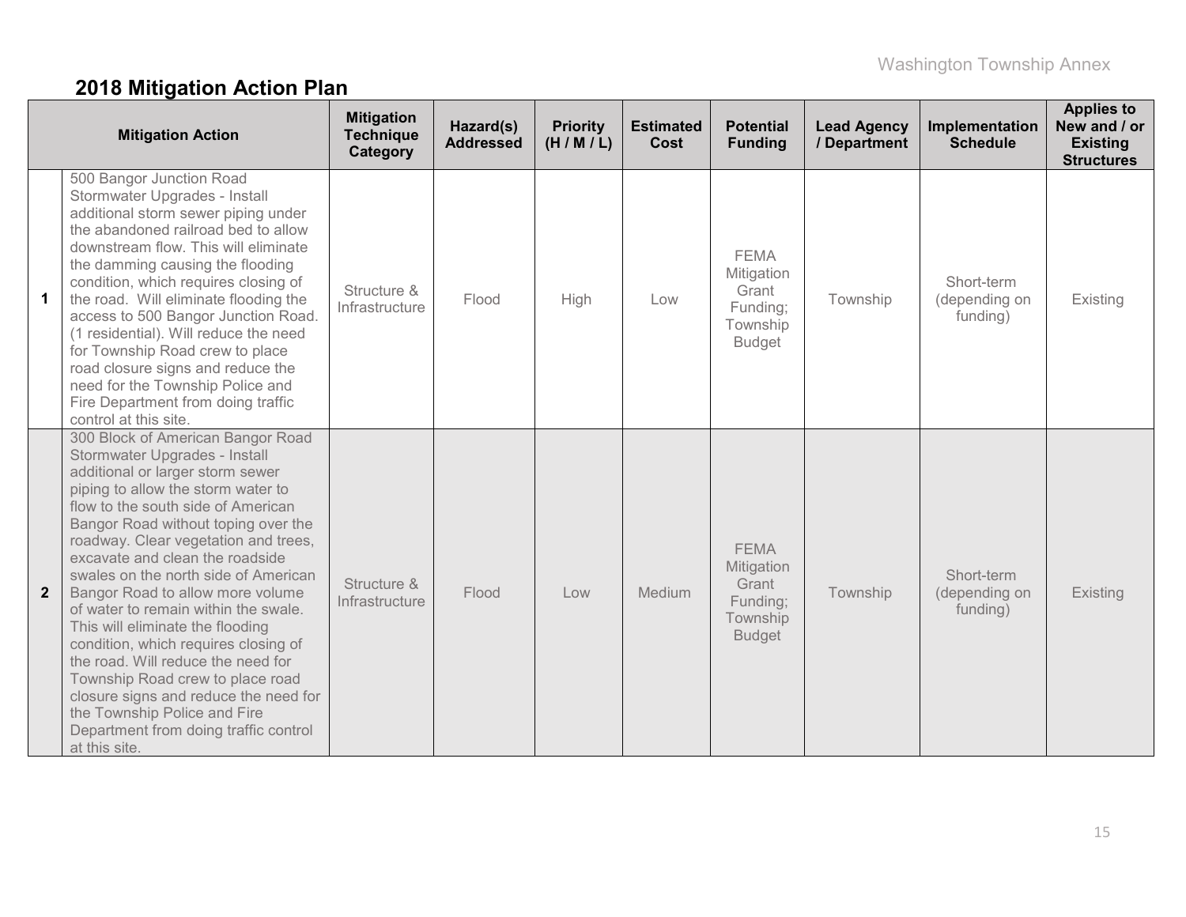## 2018 Mitigation Action Plan

| | Mitigation Action | Mitigation Technique Category | Hazard(s) Addressed | Priority (H / M / L) | Estimated Cost | Potential Funding | Lead Agency / Department | Implementation Schedule | Applies to New and / or Existing Structures |
|---|---|---|---|---|---|---|---|---|---|
| **1** | 500 Bangor Junction Road Stormwater Upgrades - Install additional storm sewer piping under the abandoned railroad bed to allow downstream flow. This will eliminate the damming causing the flooding condition, which requires closing of the road. Will eliminate flooding the access to 500 Bangor Junction Road. (1 residential). Will reduce the need for Township Road crew to place road closure signs and reduce the need for the Township Police and Fire Department from doing traffic control at this site. | Structure & Infrastructure | Flood | High | Low | FEMA Mitigation Grant Funding; Township Budget | Township | Short-term (depending on funding) | Existing |
| **2** | 300 Block of American Bangor Road Stormwater Upgrades - Install additional or larger storm sewer piping to allow the storm water to flow to the south side of American Bangor Road without toping over the roadway. Clear vegetation and trees, excavate and clean the roadside swales on the north side of American Bangor Road to allow more volume of water to remain within the swale. This will eliminate the flooding condition, which requires closing of the road. Will reduce the need for Township Road crew to place road closure signs and reduce the need for the Township Police and Fire Department from doing traffic control at this site. | Structure & Infrastructure | Flood | Low | Medium | FEMA Mitigation Grant Funding; Township Budget | Township | Short-term (depending on funding) | Existing |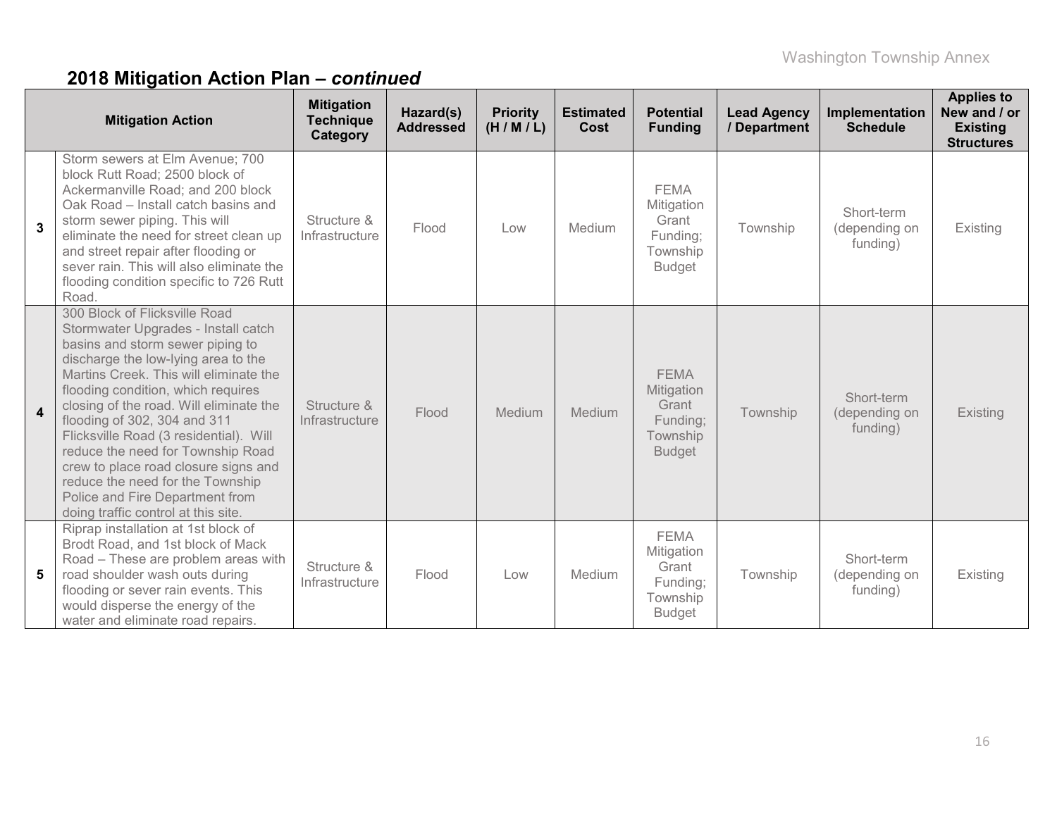## 2018 Mitigation Action Plan – *continued*

| | Mitigation Action | Mitigation Technique Category | Hazard(s) Addressed | Priority (H / M / L) | Estimated Cost | Potential Funding | Lead Agency / Department | Implementation Schedule | Applies to New and / or Existing Structures |
|---|---|---|---|---|---|---|---|---|---|
| **3** | Storm sewers at Elm Avenue; 700 block Rutt Road; 2500 block of Ackermanville Road; and 200 block Oak Road – Install catch basins and storm sewer piping. This will eliminate the need for street clean up and street repair after flooding or sever rain. This will also eliminate the flooding condition specific to 726 Rutt Road. | Structure & Infrastructure | Flood | Low | Medium | FEMA Mitigation Grant Funding; Township Budget | Township | Short-term (depending on funding) | Existing |
| **4** | 300 Block of Flicksville Road Stormwater Upgrades - Install catch basins and storm sewer piping to discharge the low-lying area to the Martins Creek. This will eliminate the flooding condition, which requires closing of the road. Will eliminate the flooding of 302, 304 and 311 Flicksville Road (3 residential). Will reduce the need for Township Road crew to place road closure signs and reduce the need for the Township Police and Fire Department from doing traffic control at this site. | Structure & Infrastructure | Flood | Medium | Medium | FEMA Mitigation Grant Funding; Township Budget | Township | Short-term (depending on funding) | Existing |
| **5** | Riprap installation at 1st block of Brodt Road, and 1st block of Mack Road – These are problem areas with road shoulder wash outs during flooding or sever rain events. This would disperse the energy of the water and eliminate road repairs. | Structure & Infrastructure | Flood | Low | Medium | FEMA Mitigation Grant Funding; Township Budget | Township | Short-term (depending on funding) | Existing |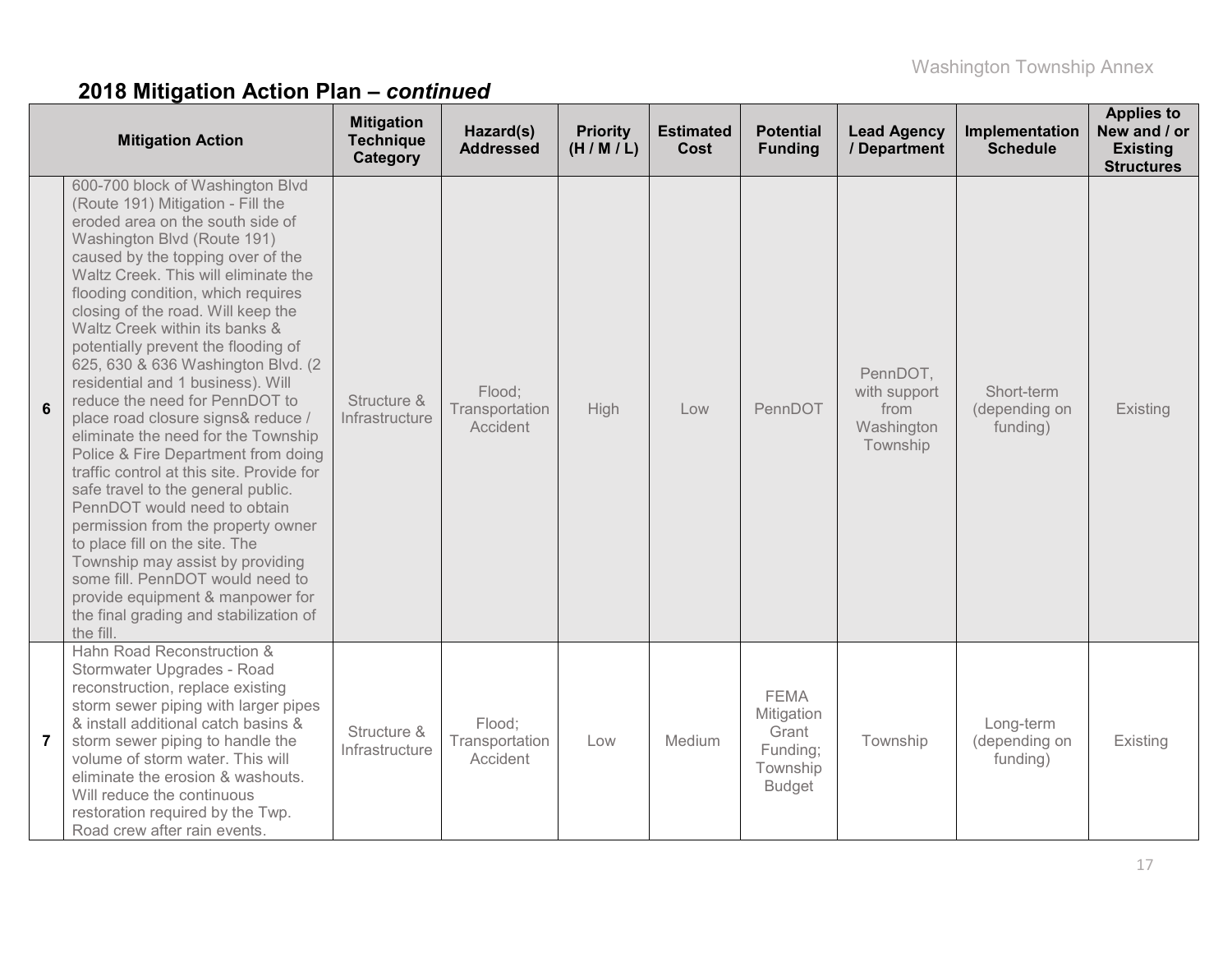## 2018 Mitigation Action Plan – *continued*

| | Mitigation Action | Mitigation Technique Category | Hazard(s) Addressed | Priority (H / M / L) | Estimated Cost | Potential Funding | Lead Agency / Department | Implementation Schedule | Applies to New and / or Existing Structures |
|---|---|---|---|---|---|---|---|---|---|
| **6** | 600-700 block of Washington Blvd (Route 191) Mitigation - Fill the eroded area on the south side of Washington Blvd (Route 191) caused by the topping over of the Waltz Creek. This will eliminate the flooding condition, which requires closing of the road. Will keep the Waltz Creek within its banks & potentially prevent the flooding of 625, 630 & 636 Washington Blvd. (2 residential and 1 business). Will reduce the need for PennDOT to place road closure signs& reduce / eliminate the need for the Township Police & Fire Department from doing traffic control at this site. Provide for safe travel to the general public. PennDOT would need to obtain permission from the property owner to place fill on the site. The Township may assist by providing some fill. PennDOT would need to provide equipment & manpower for the final grading and stabilization of the fill. | Structure & Infrastructure | Flood; Transportation Accident | High | Low | PennDOT | PennDOT, with support from Washington Township | Short-term (depending on funding) | Existing |
| **7** | Hahn Road Reconstruction & Stormwater Upgrades - Road reconstruction, replace existing storm sewer piping with larger pipes & install additional catch basins & storm sewer piping to handle the volume of storm water. This will eliminate the erosion & washouts. Will reduce the continuous restoration required by the Twp. Road crew after rain events. | Structure & Infrastructure | Flood; Transportation Accident | Low | Medium | FEMA Mitigation Grant Funding; Township Budget | Township | Long-term (depending on funding) | Existing |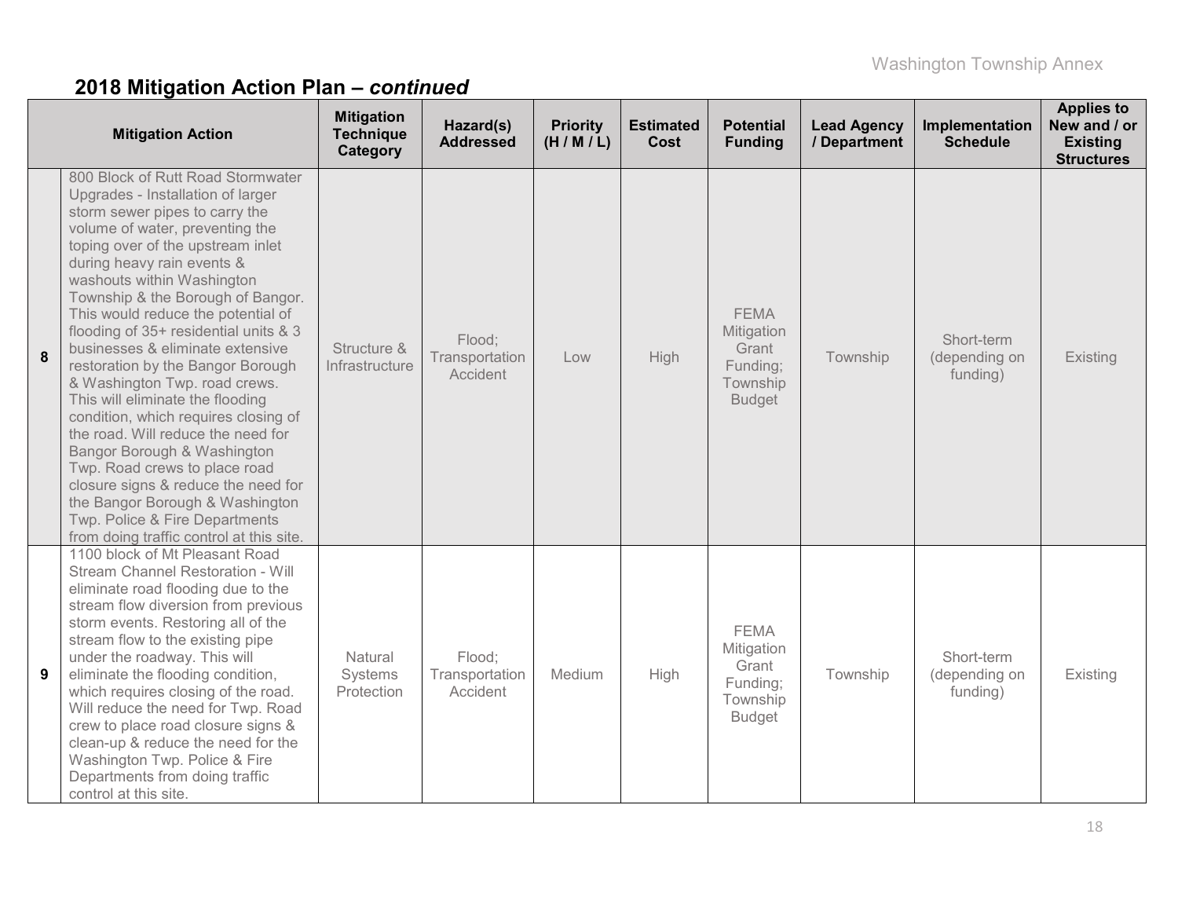## 2018 Mitigation Action Plan – *continued*

| | Mitigation Action | Mitigation Technique Category | Hazard(s) Addressed | Priority (H / M / L) | Estimated Cost | Potential Funding | Lead Agency / Department | Implementation Schedule | Applies to New and / or Existing Structures |
|---|---|---|---|---|---|---|---|---|---|
| **8** | 800 Block of Rutt Road Stormwater Upgrades - Installation of larger storm sewer pipes to carry the volume of water, preventing the toping over of the upstream inlet during heavy rain events & washouts within Washington Township & the Borough of Bangor. This would reduce the potential of flooding of 35+ residential units & 3 businesses & eliminate extensive restoration by the Bangor Borough & Washington Twp. road crews. This will eliminate the flooding condition, which requires closing of the road. Will reduce the need for Bangor Borough & Washington Twp. Road crews to place road closure signs & reduce the need for the Bangor Borough & Washington Twp. Police & Fire Departments from doing traffic control at this site. | Structure & Infrastructure | Flood; Transportation Accident | Low | High | FEMA Mitigation Grant Funding; Township Budget | Township | Short-term (depending on funding) | Existing |
| **9** | 1100 block of Mt Pleasant Road Stream Channel Restoration - Will eliminate road flooding due to the stream flow diversion from previous storm events. Restoring all of the stream flow to the existing pipe under the roadway. This will eliminate the flooding condition, which requires closing of the road. Will reduce the need for Twp. Road crew to place road closure signs & clean-up & reduce the need for the Washington Twp. Police & Fire Departments from doing traffic control at this site. | Natural Systems Protection | Flood; Transportation Accident | Medium | High | FEMA Mitigation Grant Funding; Township Budget | Township | Short-term (depending on funding) | Existing |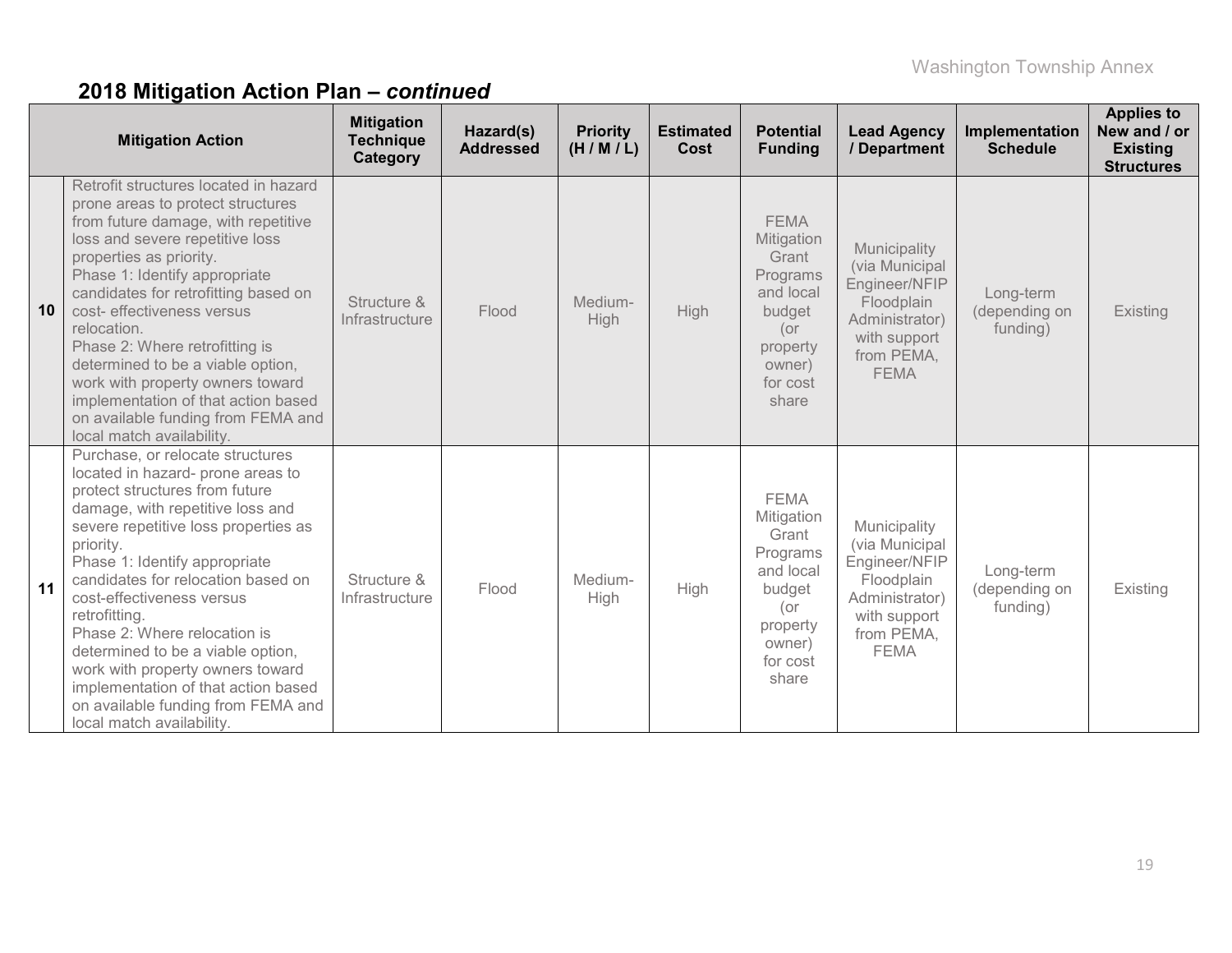## 2018 Mitigation Action Plan – *continued*

| | Mitigation Action | Mitigation Technique Category | Hazard(s) Addressed | Priority (H / M / L) | Estimated Cost | Potential Funding | Lead Agency / Department | Implementation Schedule | Applies to New and / or Existing Structures |
|---|---|---|---|---|---|---|---|---|---|
| **10** | Retrofit structures located in hazard prone areas to protect structures from future damage, with repetitive loss and severe repetitive loss properties as priority.<br>Phase 1: Identify appropriate candidates for retrofitting based on cost- effectiveness versus relocation.<br>Phase 2: Where retrofitting is determined to be a viable option, work with property owners toward implementation of that action based on available funding from FEMA and local match availability. | Structure & Infrastructure | Flood | Medium-High | High | FEMA Mitigation Grant Programs and local budget (or property owner) for cost share | Municipality (via Municipal Engineer/NFIP Floodplain Administrator) with support from PEMA, FEMA | Long-term (depending on funding) | Existing |
| **11** | Purchase, or relocate structures located in hazard- prone areas to protect structures from future damage, with repetitive loss and severe repetitive loss properties as priority.<br>Phase 1: Identify appropriate candidates for relocation based on cost-effectiveness versus retrofitting.<br>Phase 2: Where relocation is determined to be a viable option, work with property owners toward implementation of that action based on available funding from FEMA and local match availability. | Structure & Infrastructure | Flood | Medium-High | High | FEMA Mitigation Grant Programs and local budget (or property owner) for cost share | Municipality (via Municipal Engineer/NFIP Floodplain Administrator) with support from PEMA, FEMA | Long-term (depending on funding) | Existing |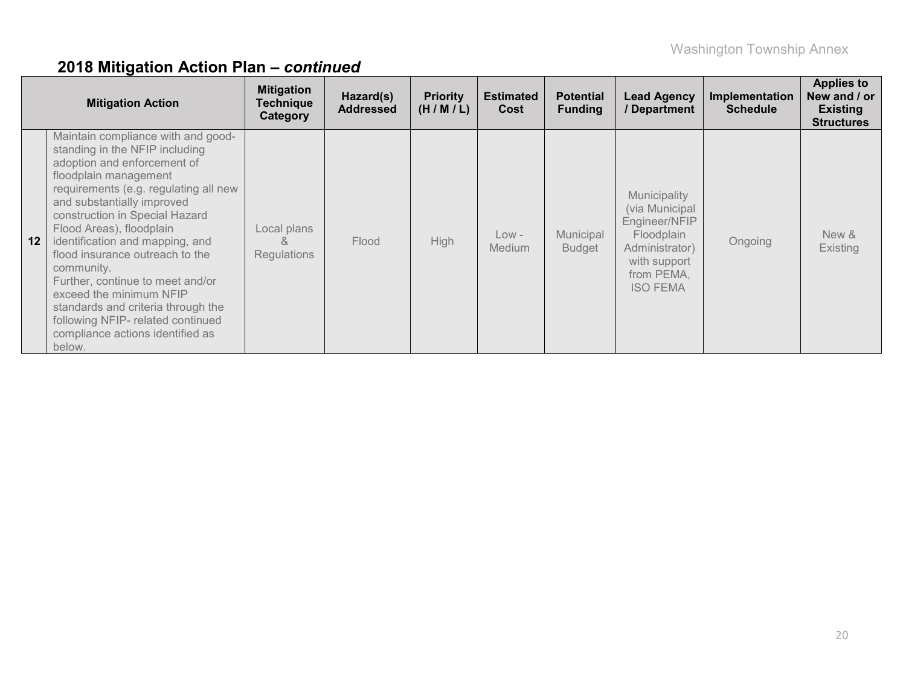## 2018 Mitigation Action Plan – *continued*

| | Mitigation Action | Mitigation Technique Category | Hazard(s) Addressed | Priority (H / M / L) | Estimated Cost | Potential Funding | Lead Agency / Department | Implementation Schedule | Applies to New and / or Existing Structures |
|---|---|---|---|---|---|---|---|---|---|
| **12** | Maintain compliance with and good-standing in the NFIP including adoption and enforcement of floodplain management requirements (e.g. regulating all new and substantially improved construction in Special Hazard Flood Areas), floodplain identification and mapping, and flood insurance outreach to the community. Further, continue to meet and/or exceed the minimum NFIP standards and criteria through the following NFIP- related continued compliance actions identified as below. | Local plans & Regulations | Flood | High | Low - Medium | Municipal Budget | Municipality (via Municipal Engineer/NFIP Floodplain Administrator) with support from PEMA, ISO FEMA | Ongoing | New & Existing |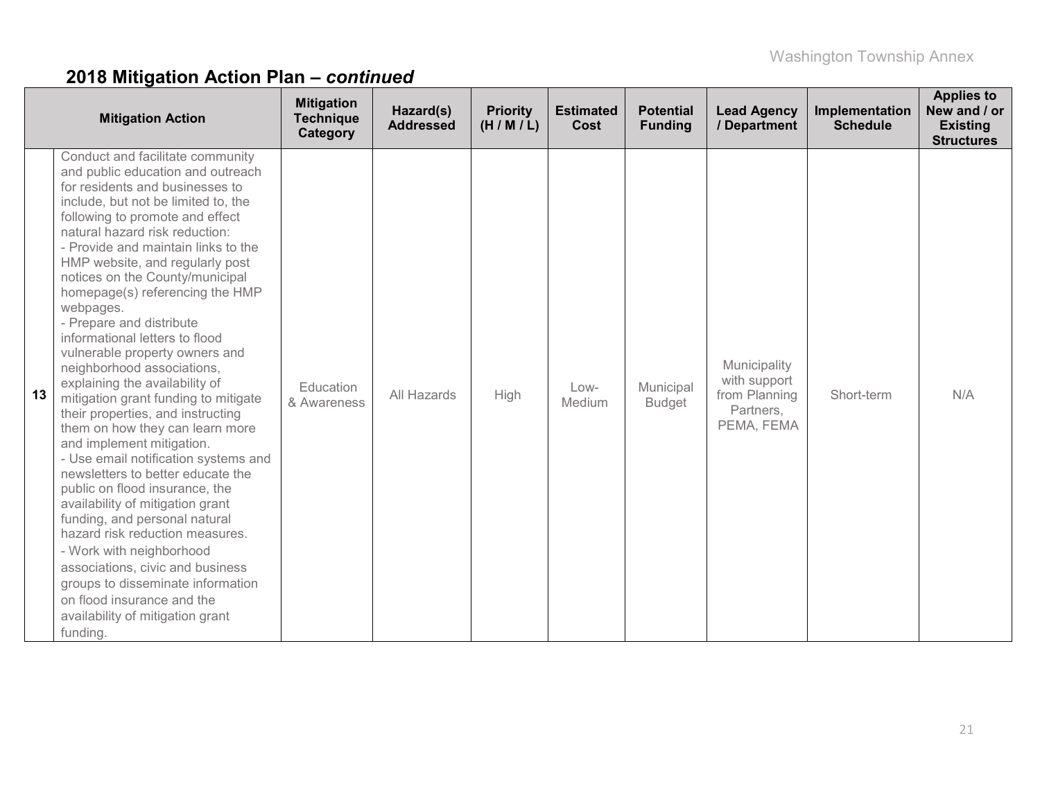## 2018 Mitigation Action Plan – *continued*

| | Mitigation Action | Mitigation Technique Category | Hazard(s) Addressed | Priority (H / M / L) | Estimated Cost | Potential Funding | Lead Agency / Department | Implementation Schedule | Applies to New and / or Existing Structures |
|---|---|---|---|---|---|---|---|---|---|
| 13 | Conduct and facilitate community and public education and outreach for residents and businesses to include, but not be limited to, the following to promote and effect natural hazard risk reduction:<br>- Provide and maintain links to the HMP website, and regularly post notices on the County/municipal homepage(s) referencing the HMP webpages.<br>- Prepare and distribute informational letters to flood vulnerable property owners and neighborhood associations, explaining the availability of mitigation grant funding to mitigate their properties, and instructing them on how they can learn more and implement mitigation.<br>- Use email notification systems and newsletters to better educate the public on flood insurance, the availability of mitigation grant funding, and personal natural hazard risk reduction measures.<br>- Work with neighborhood associations, civic and business groups to disseminate information on flood insurance and the availability of mitigation grant funding. | Education & Awareness | All Hazards | High | Low-Medium | Municipal Budget | Municipality with support from Planning Partners, PEMA, FEMA | Short-term | N/A |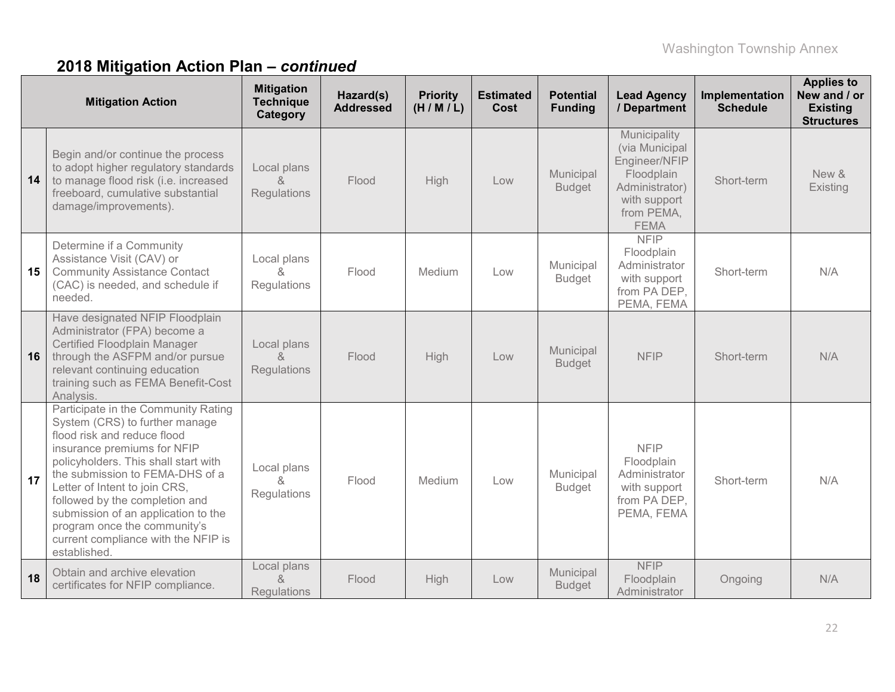## 2018 Mitigation Action Plan – *continued*

| | Mitigation Action | Mitigation Technique Category | Hazard(s) Addressed | Priority (H / M / L) | Estimated Cost | Potential Funding | Lead Agency / Department | Implementation Schedule | Applies to New and / or Existing Structures |
|---|---|---|---|---|---|---|---|---|---|
| 14 | Begin and/or continue the process to adopt higher regulatory standards to manage flood risk (i.e. increased freeboard, cumulative substantial damage/improvements). | Local plans & Regulations | Flood | High | Low | Municipal Budget | Municipality (via Municipal Engineer/NFIP Floodplain Administrator) with support from PEMA, FEMA | Short-term | New & Existing |
| 15 | Determine if a Community Assistance Visit (CAV) or Community Assistance Contact (CAC) is needed, and schedule if needed. | Local plans & Regulations | Flood | Medium | Low | Municipal Budget | NFIP Floodplain Administrator with support from PA DEP, PEMA, FEMA | Short-term | N/A |
| 16 | Have designated NFIP Floodplain Administrator (FPA) become a Certified Floodplain Manager through the ASFPM and/or pursue relevant continuing education training such as FEMA Benefit-Cost Analysis. | Local plans & Regulations | Flood | High | Low | Municipal Budget | NFIP | Short-term | N/A |
| 17 | Participate in the Community Rating System (CRS) to further manage flood risk and reduce flood insurance premiums for NFIP policyholders. This shall start with the submission to FEMA-DHS of a Letter of Intent to join CRS, followed by the completion and submission of an application to the program once the community's current compliance with the NFIP is established. | Local plans & Regulations | Flood | Medium | Low | Municipal Budget | NFIP Floodplain Administrator with support from PA DEP, PEMA, FEMA | Short-term | N/A |
| 18 | Obtain and archive elevation certificates for NFIP compliance. | Local plans & Regulations | Flood | High | Low | Municipal Budget | NFIP Floodplain Administrator | Ongoing | N/A |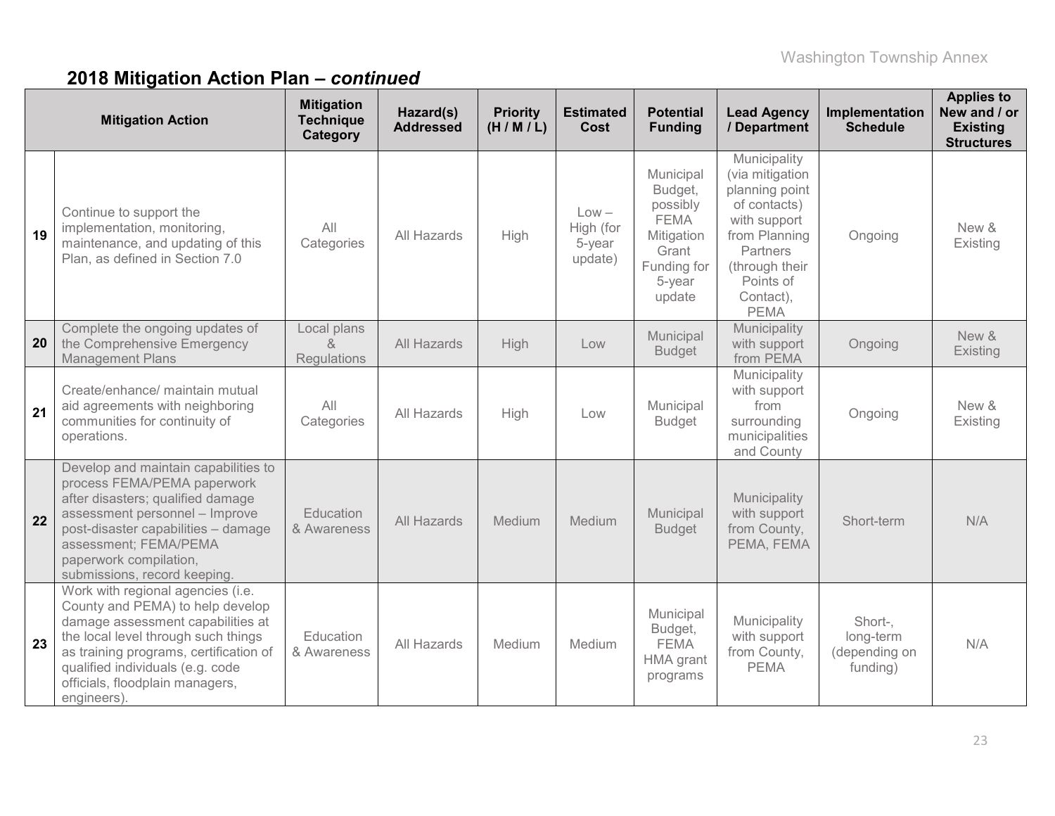## 2018 Mitigation Action Plan – *continued*

| | Mitigation Action | Mitigation Technique Category | Hazard(s) Addressed | Priority (H / M / L) | Estimated Cost | Potential Funding | Lead Agency / Department | Implementation Schedule | Applies to New and / or Existing Structures |
|---|---|---|---|---|---|---|---|---|---|
| **19** | Continue to support the implementation, monitoring, maintenance, and updating of this Plan, as defined in Section 7.0 | All Categories | All Hazards | High | Low – High (for 5-year update) | Municipal Budget, possibly FEMA Mitigation Grant Funding for 5-year update | Municipality (via mitigation planning point of contacts) with support from Planning Partners (through their Points of Contact), PEMA | Ongoing | New & Existing |
| **20** | Complete the ongoing updates of the Comprehensive Emergency Management Plans | Local plans & Regulations | All Hazards | High | Low | Municipal Budget | Municipality with support from PEMA | Ongoing | New & Existing |
| **21** | Create/enhance/ maintain mutual aid agreements with neighboring communities for continuity of operations. | All Categories | All Hazards | High | Low | Municipal Budget | Municipality with support from surrounding municipalities and County | Ongoing | New & Existing |
| **22** | Develop and maintain capabilities to process FEMA/PEMA paperwork after disasters; qualified damage assessment personnel – Improve post-disaster capabilities – damage assessment; FEMA/PEMA paperwork compilation, submissions, record keeping. | Education & Awareness | All Hazards | Medium | Medium | Municipal Budget | Municipality with support from County, PEMA, FEMA | Short-term | N/A |
| **23** | Work with regional agencies (i.e. County and PEMA) to help develop damage assessment capabilities at the local level through such things as training programs, certification of qualified individuals (e.g. code officials, floodplain managers, engineers). | Education & Awareness | All Hazards | Medium | Medium | Municipal Budget, FEMA HMA grant programs | Municipality with support from County, PEMA | Short-, long-term (depending on funding) | N/A |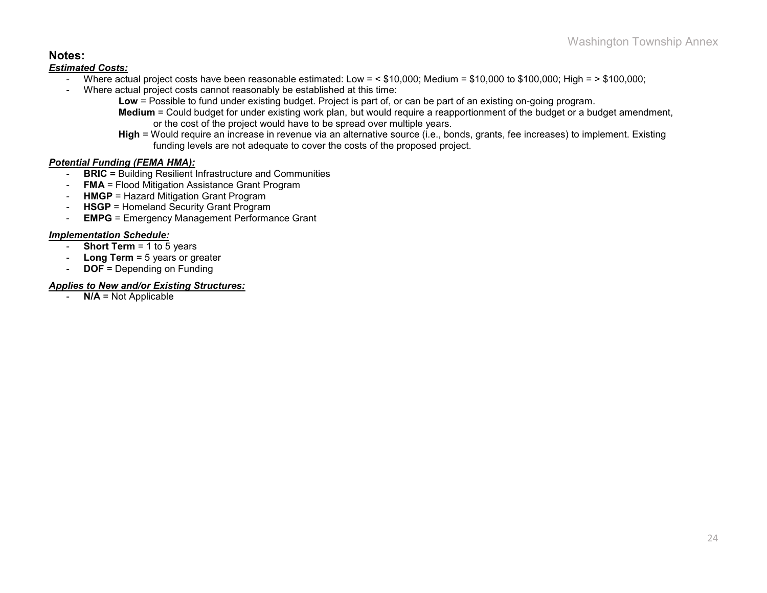## Notes:

***Estimated Costs:***

- Where actual project costs have been reasonable estimated: Low = < $10,000; Medium = $10,000 to $100,000; High = > $100,000;
- Where actual project costs cannot reasonably be established at this time:
  - **Low** = Possible to fund under existing budget. Project is part of, or can be part of an existing on-going program.
  - **Medium** = Could budget for under existing work plan, but would require a reapportionment of the budget or a budget amendment, or the cost of the project would have to be spread over multiple years.
  - **High** = Would require an increase in revenue via an alternative source (i.e., bonds, grants, fee increases) to implement. Existing funding levels are not adequate to cover the costs of the proposed project.

***Potential Funding (FEMA HMA):***

- **BRIC =** Building Resilient Infrastructure and Communities
- **FMA** = Flood Mitigation Assistance Grant Program
- **HMGP** = Hazard Mitigation Grant Program
- **HSGP** = Homeland Security Grant Program
- **EMPG** = Emergency Management Performance Grant

***Implementation Schedule:***

- **Short Term** = 1 to 5 years
- **Long Term** = 5 years or greater
- **DOF** = Depending on Funding

***Applies to New and/or Existing Structures:***

- **N/A** = Not Applicable